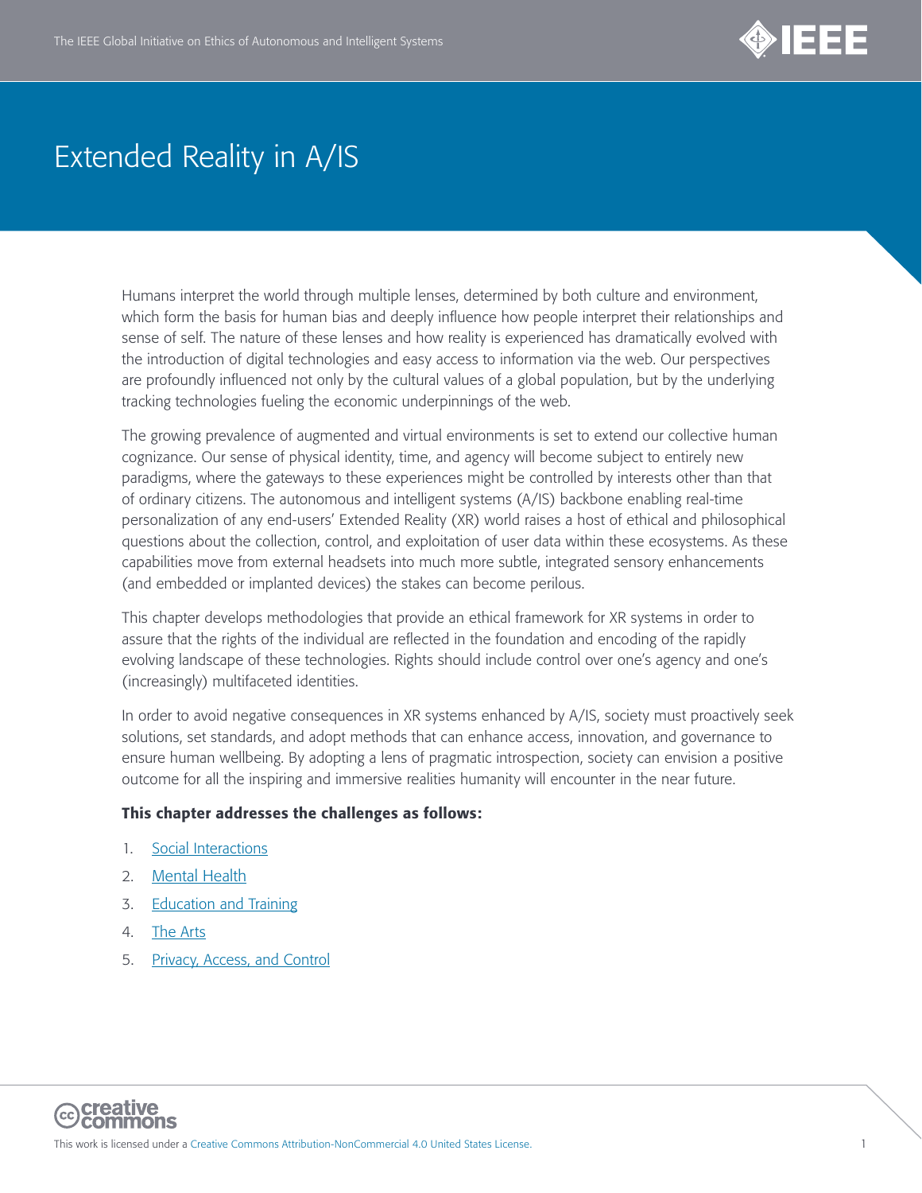# Extended Reality in A/IS

Humans interpret the world through multiple lenses, determined by both culture and environment, which form the basis for human bias and deeply influence how people interpret their relationships and sense of self. The nature of these lenses and how reality is experienced has dramatically evolved with the introduction of digital technologies and easy access to information via the web. Our perspectives are profoundly influenced not only by the cultural values of a global population, but by the underlying tracking technologies fueling the economic underpinnings of the web.

The growing prevalence of augmented and virtual environments is set to extend our collective human cognizance. Our sense of physical identity, time, and agency will become subject to entirely new paradigms, where the gateways to these experiences might be controlled by interests other than that of ordinary citizens. The autonomous and intelligent systems (A/IS) backbone enabling real-time personalization of any end-users' Extended Reality (XR) world raises a host of ethical and philosophical questions about the collection, control, and exploitation of user data within these ecosystems. As these capabilities move from external headsets into much more subtle, integrated sensory enhancements (and embedded or implanted devices) the stakes can become perilous.

This chapter develops methodologies that provide an ethical framework for XR systems in order to assure that the rights of the individual are reflected in the foundation and encoding of the rapidly evolving landscape of these technologies. Rights should include control over one's agency and one's (increasingly) multifaceted identities.

In order to avoid negative consequences in XR systems enhanced by A/IS, society must proactively seek solutions, set standards, and adopt methods that can enhance access, innovation, and governance to ensure human wellbeing. By adopting a lens of pragmatic introspection, society can envision a positive outcome for all the inspiring and immersive realities humanity will encounter in the near future.

**This chapter addresses the challenges as follows:**

1. Social Interactions
2. Mental Health
3. Education and Training
4. The Arts
5. Privacy, Access, and Control

This work is licensed under a Creative Commons Attribution-NonCommercial 4.0 United States License.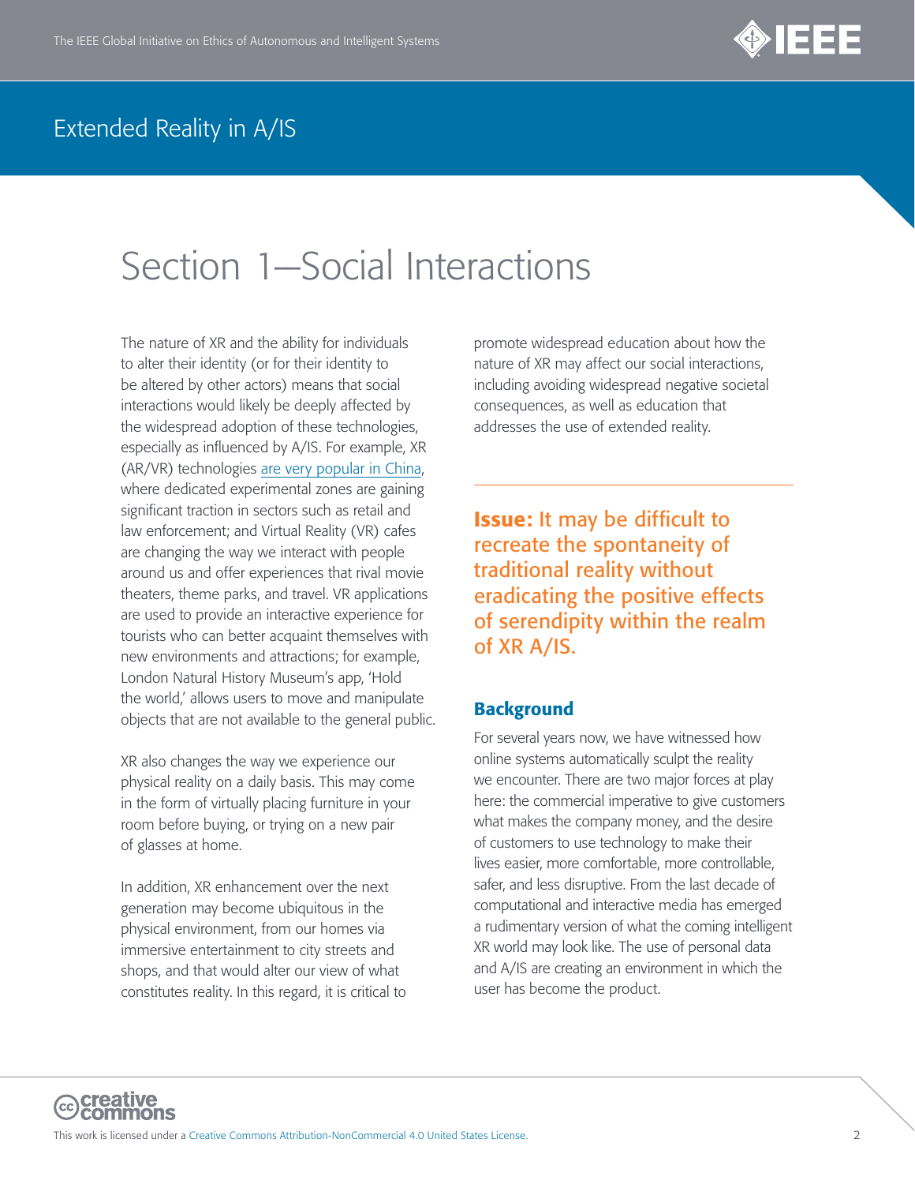# Section 1—Social Interactions

The nature of XR and the ability for individuals to alter their identity (or for their identity to be altered by other actors) means that social interactions would likely be deeply affected by the widespread adoption of these technologies, especially as influenced by A/IS. For example, XR (AR/VR) technologies are very popular in China, where dedicated experimental zones are gaining significant traction in sectors such as retail and law enforcement; and Virtual Reality (VR) cafes are changing the way we interact with people around us and offer experiences that rival movie theaters, theme parks, and travel. VR applications are used to provide an interactive experience for tourists who can better acquaint themselves with new environments and attractions; for example, London Natural History Museum's app, 'Hold the world,' allows users to move and manipulate objects that are not available to the general public.

XR also changes the way we experience our physical reality on a daily basis. This may come in the form of virtually placing furniture in your room before buying, or trying on a new pair of glasses at home.

In addition, XR enhancement over the next generation may become ubiquitous in the physical environment, from our homes via immersive entertainment to city streets and shops, and that would alter our view of what constitutes reality. In this regard, it is critical to promote widespread education about how the nature of XR may affect our social interactions, including avoiding widespread negative societal consequences, as well as education that addresses the use of extended reality.

## Issue: It may be difficult to recreate the spontaneity of traditional reality without eradicating the positive effects of serendipity within the realm of XR A/IS.

### Background

For several years now, we have witnessed how online systems automatically sculpt the reality we encounter. There are two major forces at play here: the commercial imperative to give customers what makes the company money, and the desire of customers to use technology to make their lives easier, more comfortable, more controllable, safer, and less disruptive. From the last decade of computational and interactive media has emerged a rudimentary version of what the coming intelligent XR world may look like. The use of personal data and A/IS are creating an environment in which the user has become the product.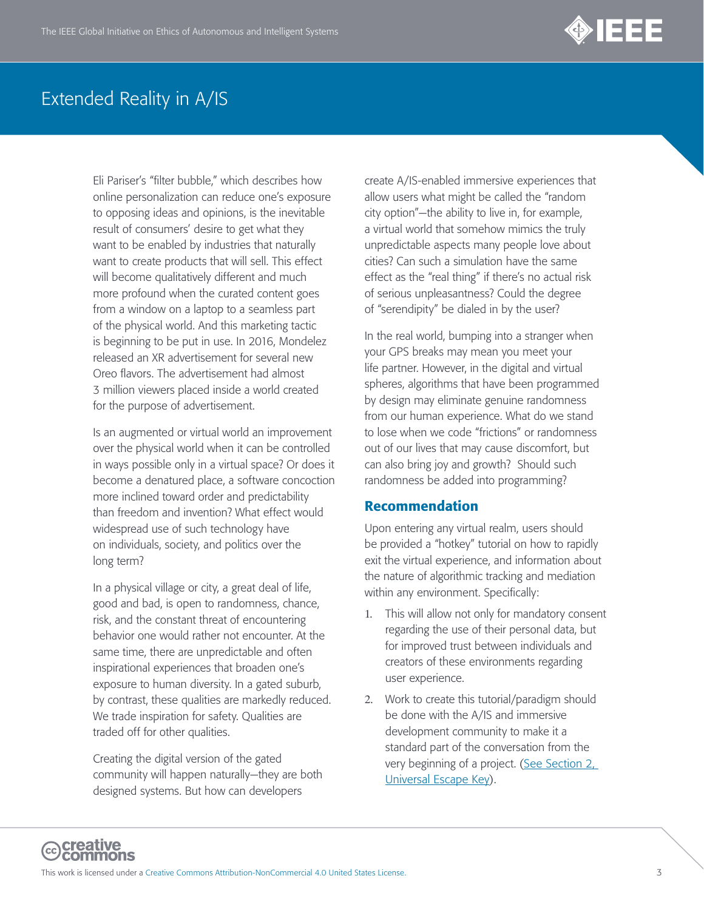Eli Pariser's "filter bubble," which describes how online personalization can reduce one's exposure to opposing ideas and opinions, is the inevitable result of consumers' desire to get what they want to be enabled by industries that naturally want to create products that will sell. This effect will become qualitatively different and much more profound when the curated content goes from a window on a laptop to a seamless part of the physical world. And this marketing tactic is beginning to be put in use. In 2016, Mondelez released an XR advertisement for several new Oreo flavors. The advertisement had almost 3 million viewers placed inside a world created for the purpose of advertisement.

Is an augmented or virtual world an improvement over the physical world when it can be controlled in ways possible only in a virtual space? Or does it become a denatured place, a software concoction more inclined toward order and predictability than freedom and invention? What effect would widespread use of such technology have on individuals, society, and politics over the long term?

In a physical village or city, a great deal of life, good and bad, is open to randomness, chance, risk, and the constant threat of encountering behavior one would rather not encounter. At the same time, there are unpredictable and often inspirational experiences that broaden one's exposure to human diversity. In a gated suburb, by contrast, these qualities are markedly reduced. We trade inspiration for safety. Qualities are traded off for other qualities.

Creating the digital version of the gated community will happen naturally—they are both designed systems. But how can developers create A/IS-enabled immersive experiences that allow users what might be called the "random city option"—the ability to live in, for example, a virtual world that somehow mimics the truly unpredictable aspects many people love about cities? Can such a simulation have the same effect as the "real thing" if there's no actual risk of serious unpleasantness? Could the degree of "serendipity" be dialed in by the user?

In the real world, bumping into a stranger when your GPS breaks may mean you meet your life partner. However, in the digital and virtual spheres, algorithms that have been programmed by design may eliminate genuine randomness from our human experience. What do we stand to lose when we code "frictions" or randomness out of our lives that may cause discomfort, but can also bring joy and growth? Should such randomness be added into programming?

## Recommendation

Upon entering any virtual realm, users should be provided a "hotkey" tutorial on how to rapidly exit the virtual experience, and information about the nature of algorithmic tracking and mediation within any environment. Specifically:

1. This will allow not only for mandatory consent regarding the use of their personal data, but for improved trust between individuals and creators of these environments regarding user experience.
2. Work to create this tutorial/paradigm should be done with the A/IS and immersive development community to make it a standard part of the conversation from the very beginning of a project. (See Section 2, Universal Escape Key).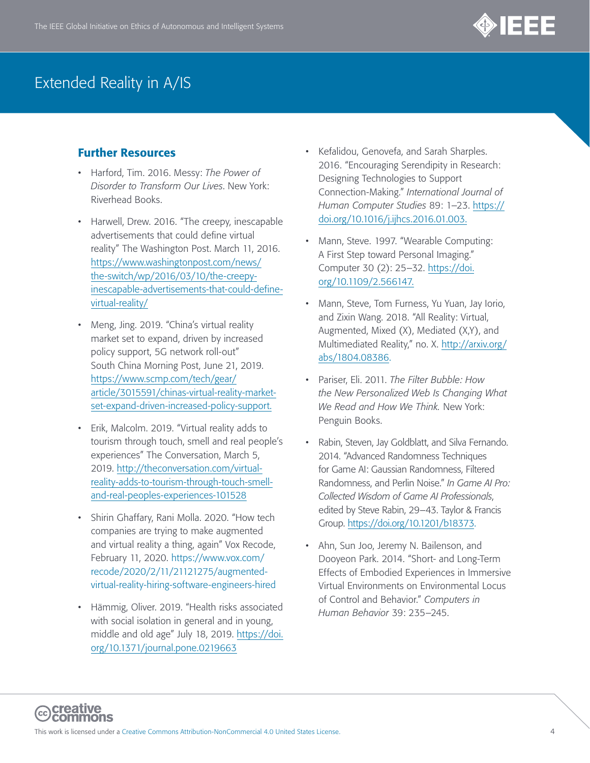### Further Resources

- Harford, Tim. 2016. Messy: *The Power of Disorder to Transform Our Lives*. New York: Riverhead Books.

- Harwell, Drew. 2016. "The creepy, inescapable advertisements that could define virtual reality" The Washington Post. March 11, 2016. https://www.washingtonpost.com/news/the-switch/wp/2016/03/10/the-creepy-inescapable-advertisements-that-could-define-virtual-reality/

- Meng, Jing. 2019. "China's virtual reality market set to expand, driven by increased policy support, 5G network roll-out" South China Morning Post, June 21, 2019. https://www.scmp.com/tech/gear/article/3015591/chinas-virtual-reality-market-set-expand-driven-increased-policy-support.

- Erik, Malcolm. 2019. "Virtual reality adds to tourism through touch, smell and real people's experiences" The Conversation, March 5, 2019. http://theconversation.com/virtual-reality-adds-to-tourism-through-touch-smell-and-real-peoples-experiences-101528

- Shirin Ghaffary, Rani Molla. 2020. "How tech companies are trying to make augmented and virtual reality a thing, again" Vox Recode, February 11, 2020. https://www.vox.com/recode/2020/2/11/21121275/augmented-virtual-reality-hiring-software-engineers-hired

- Hämmig, Oliver. 2019. "Health risks associated with social isolation in general and in young, middle and old age" July 18, 2019. https://doi.org/10.1371/journal.pone.0219663

- Kefalidou, Genovefa, and Sarah Sharples. 2016. "Encouraging Serendipity in Research: Designing Technologies to Support Connection-Making." *International Journal of Human Computer Studies* 89: 1–23. https://doi.org/10.1016/j.ijhcs.2016.01.003.

- Mann, Steve. 1997. "Wearable Computing: A First Step toward Personal Imaging." Computer 30 (2): 25–32. https://doi.org/10.1109/2.566147.

- Mann, Steve, Tom Furness, Yu Yuan, Jay Iorio, and Zixin Wang. 2018. "All Reality: Virtual, Augmented, Mixed (X), Mediated (X,Y), and Multimediated Reality," no. X. http://arxiv.org/abs/1804.08386.

- Pariser, Eli. 2011. *The Filter Bubble: How the New Personalized Web Is Changing What We Read and How We Think.* New York: Penguin Books.

- Rabin, Steven, Jay Goldblatt, and Silva Fernando. 2014. "Advanced Randomness Techniques for Game AI: Gaussian Randomness, Filtered Randomness, and Perlin Noise." *In Game AI Pro: Collected Wisdom of Game AI Professionals*, edited by Steve Rabin, 29–43. Taylor & Francis Group. https://doi.org/10.1201/b18373.

- Ahn, Sun Joo, Jeremy N. Bailenson, and Dooyeon Park. 2014. "Short- and Long-Term Effects of Embodied Experiences in Immersive Virtual Environments on Environmental Locus of Control and Behavior." *Computers in Human Behavior* 39: 235–245.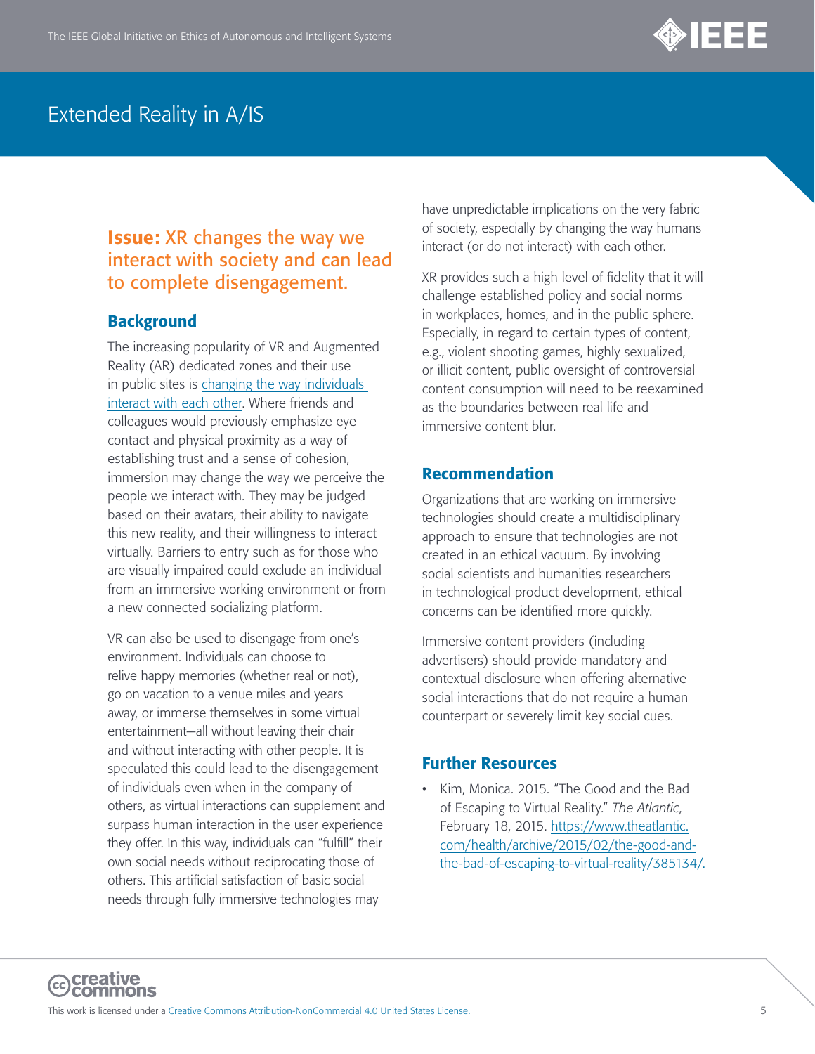## Issue: XR changes the way we interact with society and can lead to complete disengagement.

### Background

The increasing popularity of VR and Augmented Reality (AR) dedicated zones and their use in public sites is changing the way individuals interact with each other. Where friends and colleagues would previously emphasize eye contact and physical proximity as a way of establishing trust and a sense of cohesion, immersion may change the way we perceive the people we interact with. They may be judged based on their avatars, their ability to navigate this new reality, and their willingness to interact virtually. Barriers to entry such as for those who are visually impaired could exclude an individual from an immersive working environment or from a new connected socializing platform.

VR can also be used to disengage from one's environment. Individuals can choose to relive happy memories (whether real or not), go on vacation to a venue miles and years away, or immerse themselves in some virtual entertainment—all without leaving their chair and without interacting with other people. It is speculated this could lead to the disengagement of individuals even when in the company of others, as virtual interactions can supplement and surpass human interaction in the user experience they offer. In this way, individuals can "fulfill" their own social needs without reciprocating those of others. This artificial satisfaction of basic social needs through fully immersive technologies may have unpredictable implications on the very fabric of society, especially by changing the way humans interact (or do not interact) with each other.

XR provides such a high level of fidelity that it will challenge established policy and social norms in workplaces, homes, and in the public sphere. Especially, in regard to certain types of content, e.g., violent shooting games, highly sexualized, or illicit content, public oversight of controversial content consumption will need to be reexamined as the boundaries between real life and immersive content blur.

### Recommendation

Organizations that are working on immersive technologies should create a multidisciplinary approach to ensure that technologies are not created in an ethical vacuum. By involving social scientists and humanities researchers in technological product development, ethical concerns can be identified more quickly.

Immersive content providers (including advertisers) should provide mandatory and contextual disclosure when offering alternative social interactions that do not require a human counterpart or severely limit key social cues.

### Further Resources

- Kim, Monica. 2015. "The Good and the Bad of Escaping to Virtual Reality." *The Atlantic*, February 18, 2015. https://www.theatlantic.com/health/archive/2015/02/the-good-and-the-bad-of-escaping-to-virtual-reality/385134/.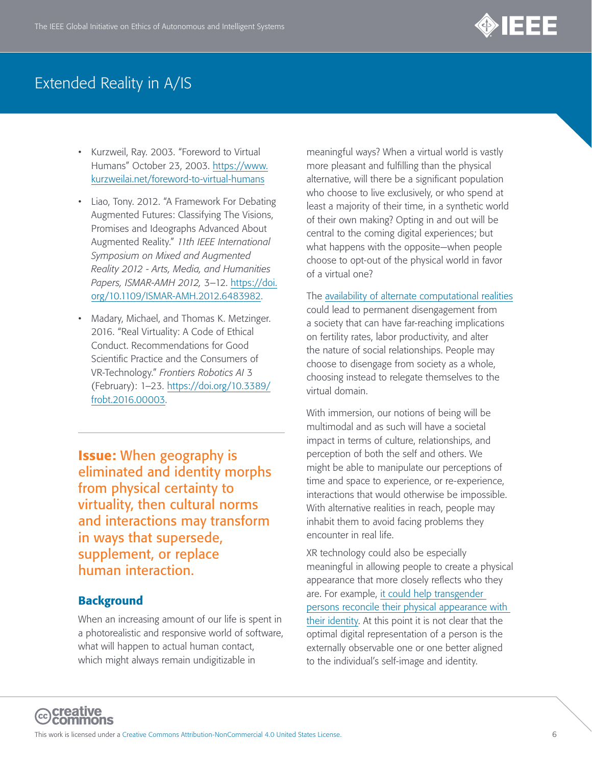- Kurzweil, Ray. 2003. "Foreword to Virtual Humans" October 23, 2003. https://www.kurzweilai.net/foreword-to-virtual-humans
- Liao, Tony. 2012. "A Framework For Debating Augmented Futures: Classifying The Visions, Promises and Ideographs Advanced About Augmented Reality." *11th IEEE International Symposium on Mixed and Augmented Reality 2012 - Arts, Media, and Humanities Papers, ISMAR-AMH 2012*, 3–12. https://doi.org/10.1109/ISMAR-AMH.2012.6483982.
- Madary, Michael, and Thomas K. Metzinger. 2016. "Real Virtuality: A Code of Ethical Conduct. Recommendations for Good Scientific Practice and the Consumers of VR-Technology." *Frontiers Robotics AI* 3 (February): 1–23. https://doi.org/10.3389/frobt.2016.00003.

---

## **Issue:** When geography is eliminated and identity morphs from physical certainty to virtuality, then cultural norms and interactions may transform in ways that supersede, supplement, or replace human interaction.

### Background

When an increasing amount of our life is spent in a photorealistic and responsive world of software, what will happen to actual human contact, which might always remain undigitizable in meaningful ways? When a virtual world is vastly more pleasant and fulfilling than the physical alternative, will there be a significant population who choose to live exclusively, or who spend at least a majority of their time, in a synthetic world of their own making? Opting in and out will be central to the coming digital experiences; but what happens with the opposite—when people choose to opt-out of the physical world in favor of a virtual one?

The availability of alternate computational realities could lead to permanent disengagement from a society that can have far-reaching implications on fertility rates, labor productivity, and alter the nature of social relationships. People may choose to disengage from society as a whole, choosing instead to relegate themselves to the virtual domain.

With immersion, our notions of being will be multimodal and as such will have a societal impact in terms of culture, relationships, and perception of both the self and others. We might be able to manipulate our perceptions of time and space to experience, or re-experience, interactions that would otherwise be impossible. With alternative realities in reach, people may inhabit them to avoid facing problems they encounter in real life.

XR technology could also be especially meaningful in allowing people to create a physical appearance that more closely reflects who they are. For example, it could help transgender persons reconcile their physical appearance with their identity. At this point it is not clear that the optimal digital representation of a person is the externally observable one or one better aligned to the individual's self-image and identity.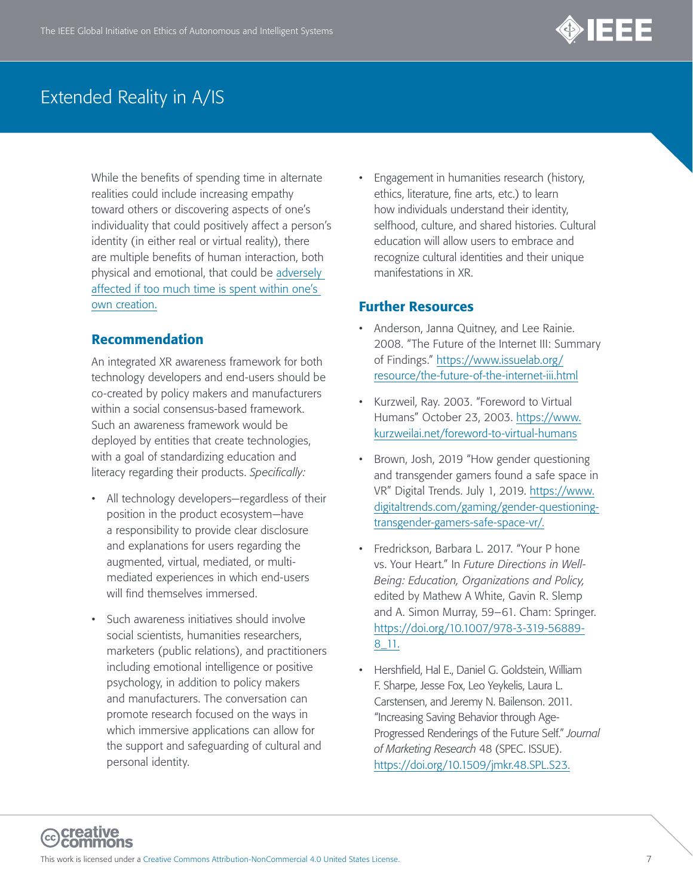While the benefits of spending time in alternate realities could include increasing empathy toward others or discovering aspects of one's individuality that could positively affect a person's identity (in either real or virtual reality), there are multiple benefits of human interaction, both physical and emotional, that could be adversely affected if too much time is spent within one's own creation.

## Recommendation

An integrated XR awareness framework for both technology developers and end-users should be co-created by policy makers and manufacturers within a social consensus-based framework. Such an awareness framework would be deployed by entities that create technologies, with a goal of standardizing education and literacy regarding their products. *Specifically:*

- All technology developers—regardless of their position in the product ecosystem—have a responsibility to provide clear disclosure and explanations for users regarding the augmented, virtual, mediated, or multi-mediated experiences in which end-users will find themselves immersed.
- Such awareness initiatives should involve social scientists, humanities researchers, marketers (public relations), and practitioners including emotional intelligence or positive psychology, in addition to policy makers and manufacturers. The conversation can promote research focused on the ways in which immersive applications can allow for the support and safeguarding of cultural and personal identity.
- Engagement in humanities research (history, ethics, literature, fine arts, etc.) to learn how individuals understand their identity, selfhood, culture, and shared histories. Cultural education will allow users to embrace and recognize cultural identities and their unique manifestations in XR.

## Further Resources

- Anderson, Janna Quitney, and Lee Rainie. 2008. "The Future of the Internet III: Summary of Findings." https://www.issuelab.org/resource/the-future-of-the-internet-iii.html
- Kurzweil, Ray. 2003. "Foreword to Virtual Humans" October 23, 2003. https://www.kurzweilai.net/foreword-to-virtual-humans
- Brown, Josh, 2019 "How gender questioning and transgender gamers found a safe space in VR" Digital Trends. July 1, 2019. https://www.digitaltrends.com/gaming/gender-questioning-transgender-gamers-safe-space-vr/.
- Fredrickson, Barbara L. 2017. "Your P hone vs. Your Heart." In *Future Directions in Well-Being: Education, Organizations and Policy,* edited by Mathew A White, Gavin R. Slemp and A. Simon Murray, 59–61. Cham: Springer. https://doi.org/10.1007/978-3-319-56889-8_11.
- Hershfield, Hal E., Daniel G. Goldstein, William F. Sharpe, Jesse Fox, Leo Yeykelis, Laura L. Carstensen, and Jeremy N. Bailenson. 2011. "Increasing Saving Behavior through Age-Progressed Renderings of the Future Self." *Journal of Marketing Research* 48 (SPEC. ISSUE). https://doi.org/10.1509/jmkr.48.SPL.S23.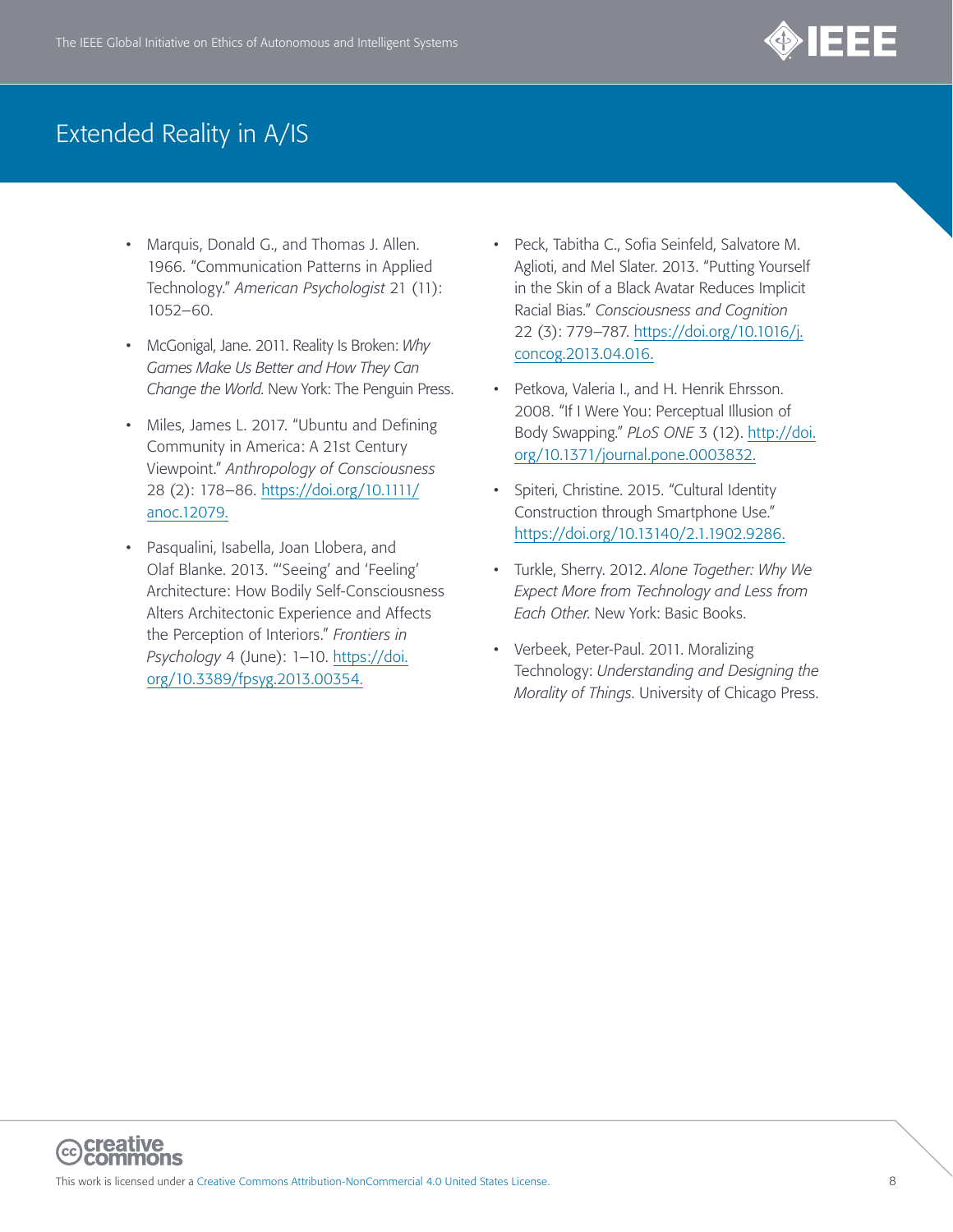- Marquis, Donald G., and Thomas J. Allen. 1966. "Communication Patterns in Applied Technology." *American Psychologist* 21 (11): 1052–60.

- McGonigal, Jane. 2011. Reality Is Broken: *Why Games Make Us Better and How They Can Change the World*. New York: The Penguin Press.

- Miles, James L. 2017. "Ubuntu and Defining Community in America: A 21st Century Viewpoint." *Anthropology of Consciousness* 28 (2): 178–86. https://doi.org/10.1111/anoc.12079.

- Pasqualini, Isabella, Joan Llobera, and Olaf Blanke. 2013. "'Seeing' and 'Feeling' Architecture: How Bodily Self-Consciousness Alters Architectonic Experience and Affects the Perception of Interiors." *Frontiers in Psychology* 4 (June): 1–10. https://doi.org/10.3389/fpsyg.2013.00354.

- Peck, Tabitha C., Sofia Seinfeld, Salvatore M. Aglioti, and Mel Slater. 2013. "Putting Yourself in the Skin of a Black Avatar Reduces Implicit Racial Bias." *Consciousness and Cognition* 22 (3): 779–787. https://doi.org/10.1016/j.concog.2013.04.016.

- Petkova, Valeria I., and H. Henrik Ehrsson. 2008. "If I Were You: Perceptual Illusion of Body Swapping." *PLoS ONE* 3 (12). http://doi.org/10.1371/journal.pone.0003832.

- Spiteri, Christine. 2015. "Cultural Identity Construction through Smartphone Use." https://doi.org/10.13140/2.1.1902.9286.

- Turkle, Sherry. 2012. *Alone Together: Why We Expect More from Technology and Less from Each Other.* New York: Basic Books.

- Verbeek, Peter-Paul. 2011. Moralizing Technology: *Understanding and Designing the Morality of Things*. University of Chicago Press.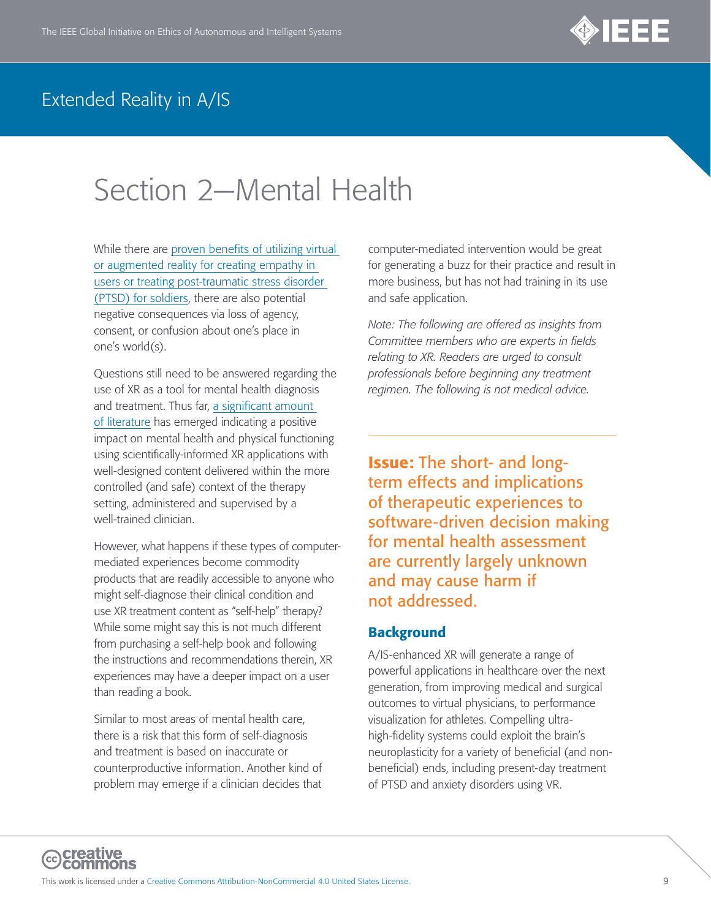# Section 2—Mental Health

While there are proven benefits of utilizing virtual or augmented reality for creating empathy in users or treating post-traumatic stress disorder (PTSD) for soldiers, there are also potential negative consequences via loss of agency, consent, or confusion about one's place in one's world(s).

Questions still need to be answered regarding the use of XR as a tool for mental health diagnosis and treatment. Thus far, a significant amount of literature has emerged indicating a positive impact on mental health and physical functioning using scientifically-informed XR applications with well-designed content delivered within the more controlled (and safe) context of the therapy setting, administered and supervised by a well-trained clinician.

However, what happens if these types of computer-mediated experiences become commodity products that are readily accessible to anyone who might self-diagnose their clinical condition and use XR treatment content as "self-help" therapy? While some might say this is not much different from purchasing a self-help book and following the instructions and recommendations therein, XR experiences may have a deeper impact on a user than reading a book.

Similar to most areas of mental health care, there is a risk that this form of self-diagnosis and treatment is based on inaccurate or counterproductive information. Another kind of problem may emerge if a clinician decides that computer-mediated intervention would be great for generating a buzz for their practice and result in more business, but has not had training in its use and safe application.

*Note: The following are offered as insights from Committee members who are experts in fields relating to XR. Readers are urged to consult professionals before beginning any treatment regimen. The following is not medical advice.*

---

## **Issue:** The short- and long-term effects and implications of therapeutic experiences to software-driven decision making for mental health assessment are currently largely unknown and may cause harm if not addressed.

### Background

A/IS-enhanced XR will generate a range of powerful applications in healthcare over the next generation, from improving medical and surgical outcomes to virtual physicians, to performance visualization for athletes. Compelling ultra-high-fidelity systems could exploit the brain's neuroplasticity for a variety of beneficial (and non-beneficial) ends, including present-day treatment of PTSD and anxiety disorders using VR.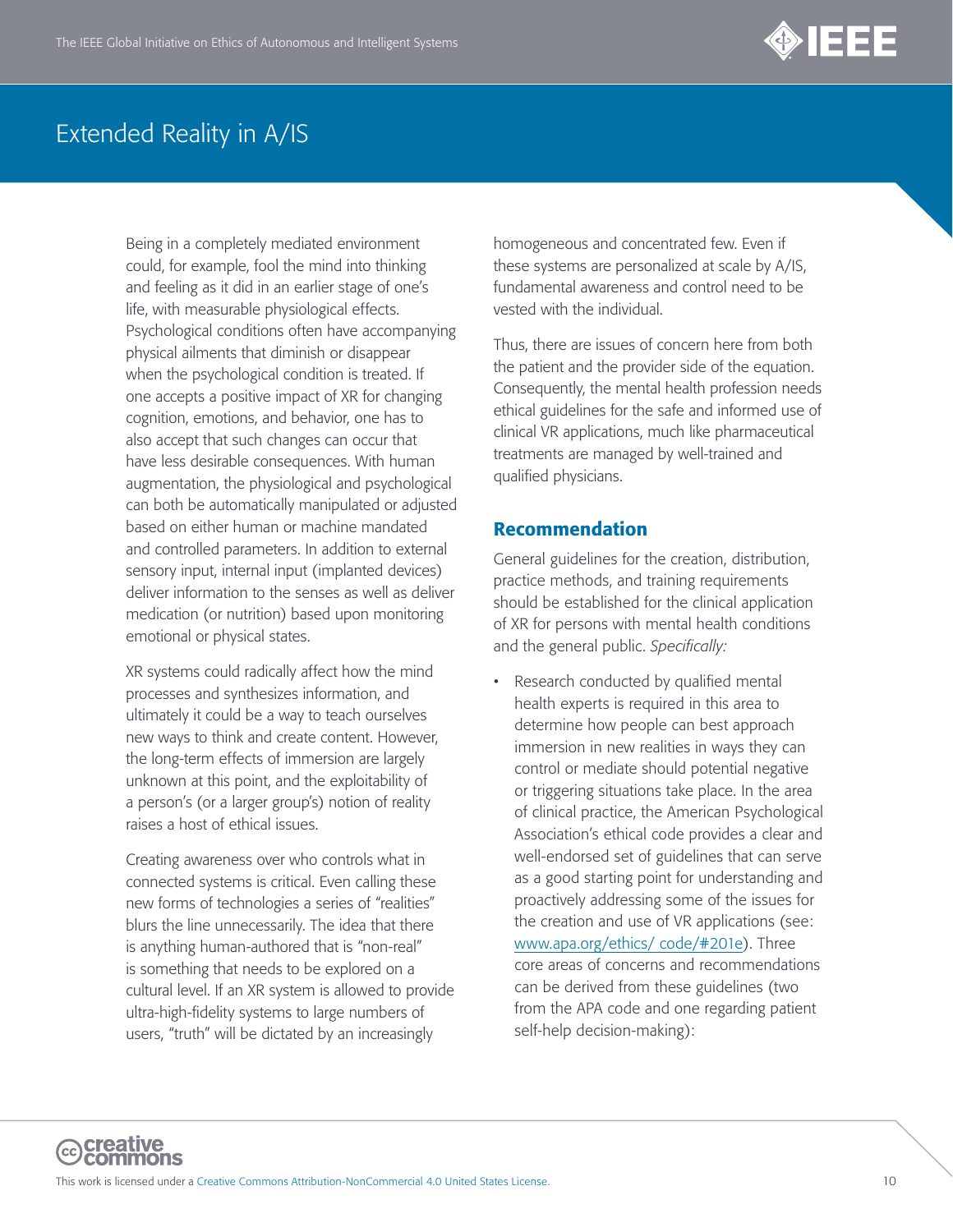Being in a completely mediated environment could, for example, fool the mind into thinking and feeling as it did in an earlier stage of one's life, with measurable physiological effects. Psychological conditions often have accompanying physical ailments that diminish or disappear when the psychological condition is treated. If one accepts a positive impact of XR for changing cognition, emotions, and behavior, one has to also accept that such changes can occur that have less desirable consequences. With human augmentation, the physiological and psychological can both be automatically manipulated or adjusted based on either human or machine mandated and controlled parameters. In addition to external sensory input, internal input (implanted devices) deliver information to the senses as well as deliver medication (or nutrition) based upon monitoring emotional or physical states.

XR systems could radically affect how the mind processes and synthesizes information, and ultimately it could be a way to teach ourselves new ways to think and create content. However, the long-term effects of immersion are largely unknown at this point, and the exploitability of a person's (or a larger group's) notion of reality raises a host of ethical issues.

Creating awareness over who controls what in connected systems is critical. Even calling these new forms of technologies a series of "realities" blurs the line unnecessarily. The idea that there is anything human-authored that is "non-real" is something that needs to be explored on a cultural level. If an XR system is allowed to provide ultra-high-fidelity systems to large numbers of users, "truth" will be dictated by an increasingly homogeneous and concentrated few. Even if these systems are personalized at scale by A/IS, fundamental awareness and control need to be vested with the individual.

Thus, there are issues of concern here from both the patient and the provider side of the equation. Consequently, the mental health profession needs ethical guidelines for the safe and informed use of clinical VR applications, much like pharmaceutical treatments are managed by well-trained and qualified physicians.

## Recommendation

General guidelines for the creation, distribution, practice methods, and training requirements should be established for the clinical application of XR for persons with mental health conditions and the general public. *Specifically:*

- Research conducted by qualified mental health experts is required in this area to determine how people can best approach immersion in new realities in ways they can control or mediate should potential negative or triggering situations take place. In the area of clinical practice, the American Psychological Association's ethical code provides a clear and well-endorsed set of guidelines that can serve as a good starting point for understanding and proactively addressing some of the issues for the creation and use of VR applications (see: www.apa.org/ethics/ code/#201e). Three core areas of concerns and recommendations can be derived from these guidelines (two from the APA code and one regarding patient self-help decision-making):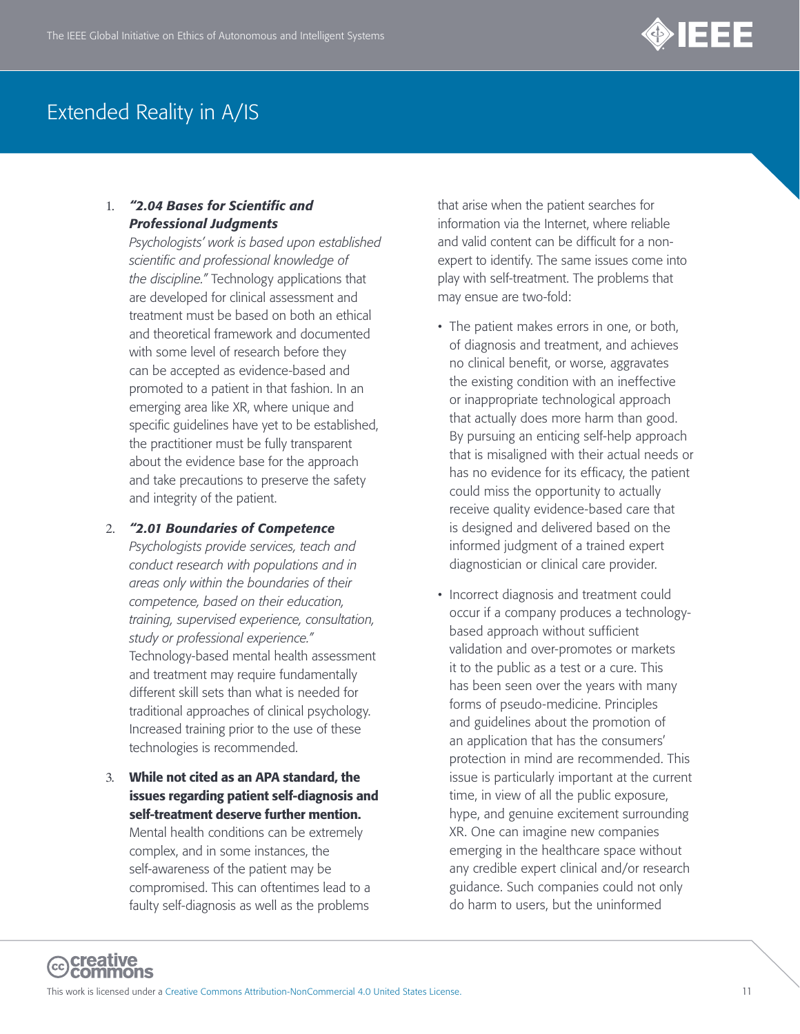1. ***"2.04 Bases for Scientific and Professional Judgments*** *Psychologists' work is based upon established scientific and professional knowledge of the discipline."* Technology applications that are developed for clinical assessment and treatment must be based on both an ethical and theoretical framework and documented with some level of research before they can be accepted as evidence-based and promoted to a patient in that fashion. In an emerging area like XR, where unique and specific guidelines have yet to be established, the practitioner must be fully transparent about the evidence base for the approach and take precautions to preserve the safety and integrity of the patient.

2. ***"2.01 Boundaries of Competence*** *Psychologists provide services, teach and conduct research with populations and in areas only within the boundaries of their competence, based on their education, training, supervised experience, consultation, study or professional experience."* Technology-based mental health assessment and treatment may require fundamentally different skill sets than what is needed for traditional approaches of clinical psychology. Increased training prior to the use of these technologies is recommended.

3. **While not cited as an APA standard, the issues regarding patient self-diagnosis and self-treatment deserve further mention.** Mental health conditions can be extremely complex, and in some instances, the self-awareness of the patient may be compromised. This can oftentimes lead to a faulty self-diagnosis as well as the problems that arise when the patient searches for information via the Internet, where reliable and valid content can be difficult for a non-expert to identify. The same issues come into play with self-treatment. The problems that may ensue are two-fold:

   - The patient makes errors in one, or both, of diagnosis and treatment, and achieves no clinical benefit, or worse, aggravates the existing condition with an ineffective or inappropriate technological approach that actually does more harm than good. By pursuing an enticing self-help approach that is misaligned with their actual needs or has no evidence for its efficacy, the patient could miss the opportunity to actually receive quality evidence-based care that is designed and delivered based on the informed judgment of a trained expert diagnostician or clinical care provider.

   - Incorrect diagnosis and treatment could occur if a company produces a technology-based approach without sufficient validation and over-promotes or markets it to the public as a test or a cure. This has been seen over the years with many forms of pseudo-medicine. Principles and guidelines about the promotion of an application that has the consumers' protection in mind are recommended. This issue is particularly important at the current time, in view of all the public exposure, hype, and genuine excitement surrounding XR. One can imagine new companies emerging in the healthcare space without any credible expert clinical and/or research guidance. Such companies could not only do harm to users, but the uninformed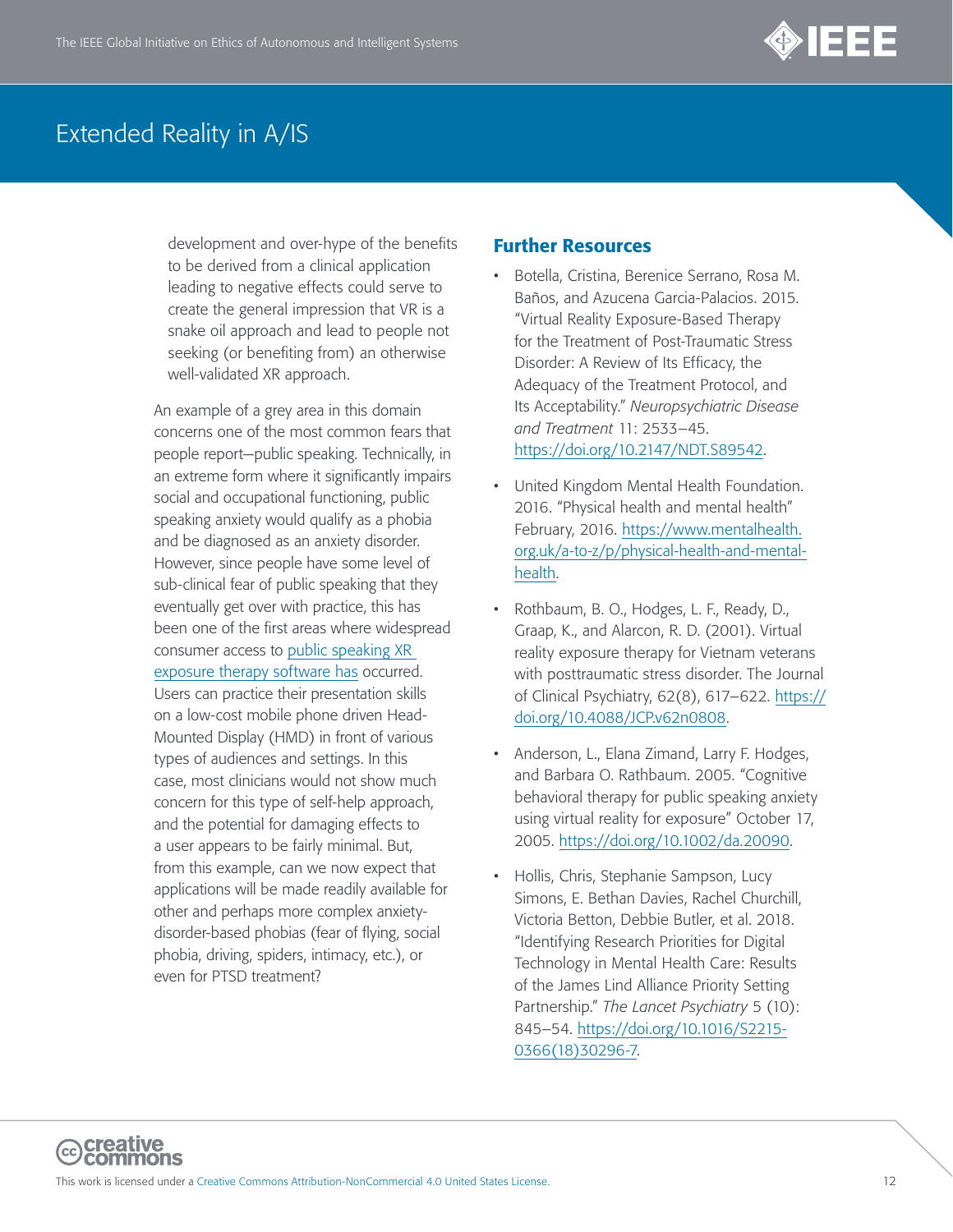development and over-hype of the benefits to be derived from a clinical application leading to negative effects could serve to create the general impression that VR is a snake oil approach and lead to people not seeking (or benefiting from) an otherwise well-validated XR approach.

An example of a grey area in this domain concerns one of the most common fears that people report—public speaking. Technically, in an extreme form where it significantly impairs social and occupational functioning, public speaking anxiety would qualify as a phobia and be diagnosed as an anxiety disorder. However, since people have some level of sub-clinical fear of public speaking that they eventually get over with practice, this has been one of the first areas where widespread consumer access to public speaking XR exposure therapy software has occurred. Users can practice their presentation skills on a low-cost mobile phone driven Head-Mounted Display (HMD) in front of various types of audiences and settings. In this case, most clinicians would not show much concern for this type of self-help approach, and the potential for damaging effects to a user appears to be fairly minimal. But, from this example, can we now expect that applications will be made readily available for other and perhaps more complex anxiety-disorder-based phobias (fear of flying, social phobia, driving, spiders, intimacy, etc.), or even for PTSD treatment?

## Further Resources

- Botella, Cristina, Berenice Serrano, Rosa M. Baños, and Azucena Garcia-Palacios. 2015. "Virtual Reality Exposure-Based Therapy for the Treatment of Post-Traumatic Stress Disorder: A Review of Its Efficacy, the Adequacy of the Treatment Protocol, and Its Acceptability." *Neuropsychiatric Disease and Treatment* 11: 2533–45. https://doi.org/10.2147/NDT.S89542.
- United Kingdom Mental Health Foundation. 2016. "Physical health and mental health" February, 2016. https://www.mentalhealth.org.uk/a-to-z/p/physical-health-and-mental-health.
- Rothbaum, B. O., Hodges, L. F., Ready, D., Graap, K., and Alarcon, R. D. (2001). Virtual reality exposure therapy for Vietnam veterans with posttraumatic stress disorder. The Journal of Clinical Psychiatry, 62(8), 617–622. https://doi.org/10.4088/JCP.v62n0808.
- Anderson, L., Elana Zimand, Larry F. Hodges, and Barbara O. Rathbaum. 2005. "Cognitive behavioral therapy for public speaking anxiety using virtual reality for exposure" October 17, 2005. https://doi.org/10.1002/da.20090.
- Hollis, Chris, Stephanie Sampson, Lucy Simons, E. Bethan Davies, Rachel Churchill, Victoria Betton, Debbie Butler, et al. 2018. "Identifying Research Priorities for Digital Technology in Mental Health Care: Results of the James Lind Alliance Priority Setting Partnership." *The Lancet Psychiatry* 5 (10): 845–54. https://doi.org/10.1016/S2215-0366(18)30296-7.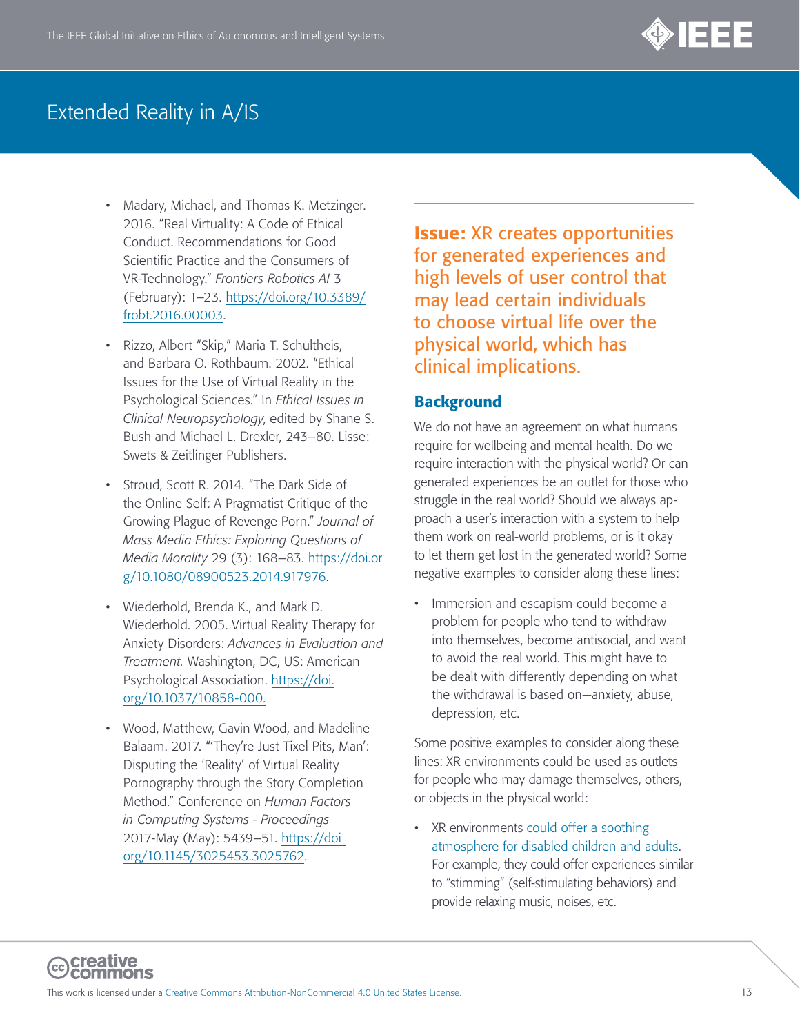- Madary, Michael, and Thomas K. Metzinger. 2016. "Real Virtuality: A Code of Ethical Conduct. Recommendations for Good Scientific Practice and the Consumers of VR-Technology." *Frontiers Robotics AI* 3 (February): 1–23. https://doi.org/10.3389/frobt.2016.00003.

- Rizzo, Albert "Skip," Maria T. Schultheis, and Barbara O. Rothbaum. 2002. "Ethical Issues for the Use of Virtual Reality in the Psychological Sciences." In *Ethical Issues in Clinical Neuropsychology*, edited by Shane S. Bush and Michael L. Drexler, 243–80. Lisse: Swets & Zeitlinger Publishers.

- Stroud, Scott R. 2014. "The Dark Side of the Online Self: A Pragmatist Critique of the Growing Plague of Revenge Porn." *Journal of Mass Media Ethics: Exploring Questions of Media Morality* 29 (3): 168–83. https://doi.org/10.1080/08900523.2014.917976.

- Wiederhold, Brenda K., and Mark D. Wiederhold. 2005. Virtual Reality Therapy for Anxiety Disorders: *Advances in Evaluation and Treatment.* Washington, DC, US: American Psychological Association. https://doi.org/10.1037/10858-000.

- Wood, Matthew, Gavin Wood, and Madeline Balaam. 2017. "'They're Just Tixel Pits, Man': Disputing the 'Reality' of Virtual Reality Pornography through the Story Completion Method." Conference on *Human Factors in Computing Systems - Proceedings* 2017-May (May): 5439–51. https://doi.org/10.1145/3025453.3025762.

## **Issue:** XR creates opportunities for generated experiences and high levels of user control that may lead certain individuals to choose virtual life over the physical world, which has clinical implications.

### Background

We do not have an agreement on what humans require for wellbeing and mental health. Do we require interaction with the physical world? Or can generated experiences be an outlet for those who struggle in the real world? Should we always approach a user's interaction with a system to help them work on real-world problems, or is it okay to let them get lost in the generated world? Some negative examples to consider along these lines:

- Immersion and escapism could become a problem for people who tend to withdraw into themselves, become antisocial, and want to avoid the real world. This might have to be dealt with differently depending on what the withdrawal is based on—anxiety, abuse, depression, etc.

Some positive examples to consider along these lines: XR environments could be used as outlets for people who may damage themselves, others, or objects in the physical world:

- XR environments could offer a soothing atmosphere for disabled children and adults. For example, they could offer experiences similar to "stimming" (self-stimulating behaviors) and provide relaxing music, noises, etc.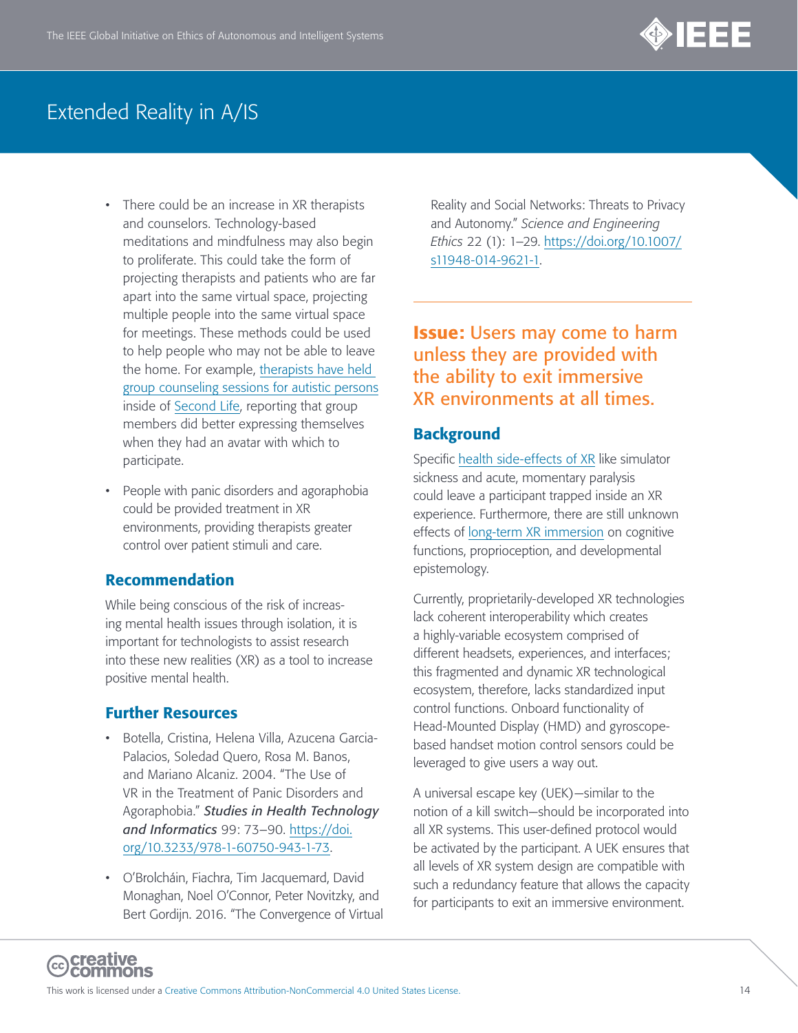- There could be an increase in XR therapists and counselors. Technology-based meditations and mindfulness may also begin to proliferate. This could take the form of projecting therapists and patients who are far apart into the same virtual space, projecting multiple people into the same virtual space for meetings. These methods could be used to help people who may not be able to leave the home. For example, therapists have held group counseling sessions for autistic persons inside of Second Life, reporting that group members did better expressing themselves when they had an avatar with which to participate.

- People with panic disorders and agoraphobia could be provided treatment in XR environments, providing therapists greater control over patient stimuli and care.

## Recommendation

While being conscious of the risk of increasing mental health issues through isolation, it is important for technologists to assist research into these new realities (XR) as a tool to increase positive mental health.

## Further Resources

- Botella, Cristina, Helena Villa, Azucena Garcia-Palacios, Soledad Quero, Rosa M. Banos, and Mariano Alcaniz. 2004. "The Use of VR in the Treatment of Panic Disorders and Agoraphobia." ***Studies in Health Technology and Informatics*** 99: 73–90. https://doi.org/10.3233/978-1-60750-943-1-73.

- O'Brolcháin, Fiachra, Tim Jacquemard, David Monaghan, Noel O'Connor, Peter Novitzky, and Bert Gordijn. 2016. "The Convergence of Virtual Reality and Social Networks: Threats to Privacy and Autonomy." *Science and Engineering Ethics* 22 (1): 1–29. https://doi.org/10.1007/s11948-014-9621-1.

## Issue: Users may come to harm unless they are provided with the ability to exit immersive XR environments at all times.

## Background

Specific health side-effects of XR like simulator sickness and acute, momentary paralysis could leave a participant trapped inside an XR experience. Furthermore, there are still unknown effects of long-term XR immersion on cognitive functions, proprioception, and developmental epistemology.

Currently, proprietarily-developed XR technologies lack coherent interoperability which creates a highly-variable ecosystem comprised of different headsets, experiences, and interfaces; this fragmented and dynamic XR technological ecosystem, therefore, lacks standardized input control functions. Onboard functionality of Head-Mounted Display (HMD) and gyroscope-based handset motion control sensors could be leveraged to give users a way out.

A universal escape key (UEK)—similar to the notion of a kill switch—should be incorporated into all XR systems. This user-defined protocol would be activated by the participant. A UEK ensures that all levels of XR system design are compatible with such a redundancy feature that allows the capacity for participants to exit an immersive environment.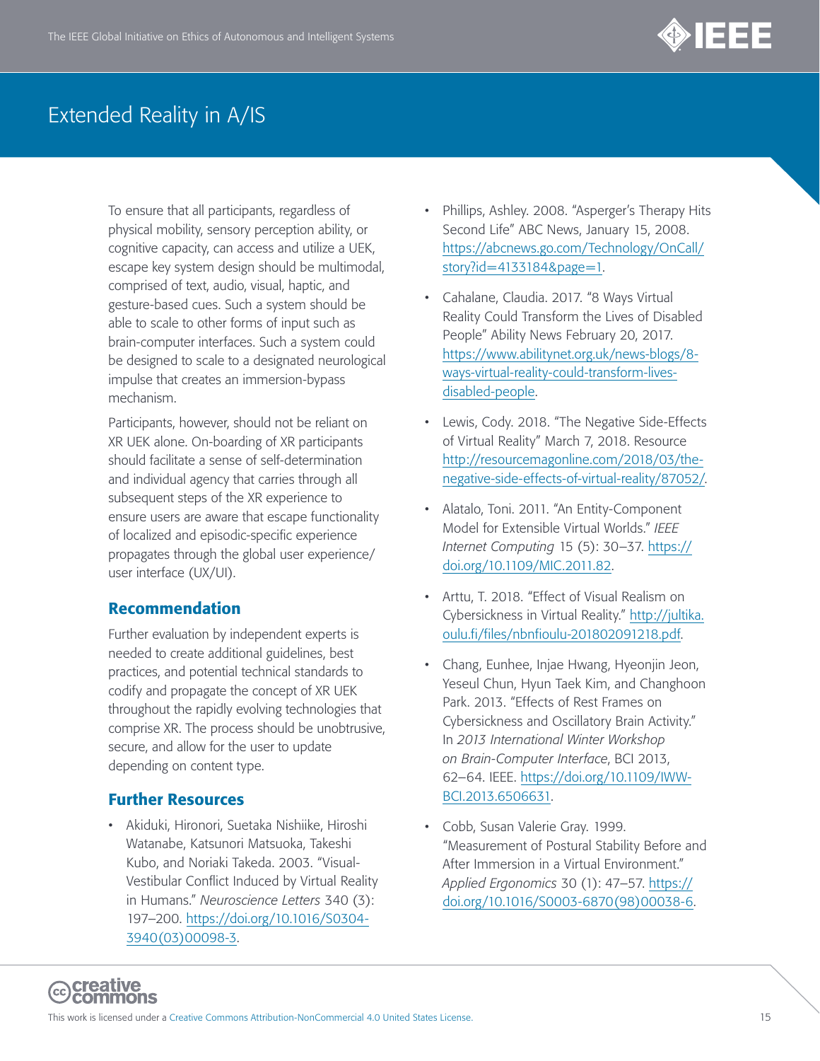To ensure that all participants, regardless of physical mobility, sensory perception ability, or cognitive capacity, can access and utilize a UEK, escape key system design should be multimodal, comprised of text, audio, visual, haptic, and gesture-based cues. Such a system should be able to scale to other forms of input such as brain-computer interfaces. Such a system could be designed to scale to a designated neurological impulse that creates an immersion-bypass mechanism.

Participants, however, should not be reliant on XR UEK alone. On-boarding of XR participants should facilitate a sense of self-determination and individual agency that carries through all subsequent steps of the XR experience to ensure users are aware that escape functionality of localized and episodic-specific experience propagates through the global user experience/user interface (UX/UI).

## Recommendation

Further evaluation by independent experts is needed to create additional guidelines, best practices, and potential technical standards to codify and propagate the concept of XR UEK throughout the rapidly evolving technologies that comprise XR. The process should be unobtrusive, secure, and allow for the user to update depending on content type.

## Further Resources

- Akiduki, Hironori, Suetaka Nishiike, Hiroshi Watanabe, Katsunori Matsuoka, Takeshi Kubo, and Noriaki Takeda. 2003. "Visual-Vestibular Conflict Induced by Virtual Reality in Humans." *Neuroscience Letters* 340 (3): 197–200. https://doi.org/10.1016/S0304-3940(03)00098-3.
- Phillips, Ashley. 2008. "Asperger's Therapy Hits Second Life" ABC News, January 15, 2008. https://abcnews.go.com/Technology/OnCall/story?id=4133184&page=1.
- Cahalane, Claudia. 2017. "8 Ways Virtual Reality Could Transform the Lives of Disabled People" Ability News February 20, 2017. https://www.abilitynet.org.uk/news-blogs/8-ways-virtual-reality-could-transform-lives-disabled-people.
- Lewis, Cody. 2018. "The Negative Side-Effects of Virtual Reality" March 7, 2018. Resource http://resourcemagonline.com/2018/03/the-negative-side-effects-of-virtual-reality/87052/.
- Alatalo, Toni. 2011. "An Entity-Component Model for Extensible Virtual Worlds." *IEEE Internet Computing* 15 (5): 30–37. https://doi.org/10.1109/MIC.2011.82.
- Arttu, T. 2018. "Effect of Visual Realism on Cybersickness in Virtual Reality." http://jultika.oulu.fi/files/nbnfioulu-201802091218.pdf.
- Chang, Eunhee, Injae Hwang, Hyeonjin Jeon, Yeseul Chun, Hyun Taek Kim, and Changhoon Park. 2013. "Effects of Rest Frames on Cybersickness and Oscillatory Brain Activity." In *2013 International Winter Workshop on Brain-Computer Interface*, BCI 2013, 62–64. IEEE. https://doi.org/10.1109/IWW-BCI.2013.6506631.
- Cobb, Susan Valerie Gray. 1999. "Measurement of Postural Stability Before and After Immersion in a Virtual Environment." *Applied Ergonomics* 30 (1): 47–57. https://doi.org/10.1016/S0003-6870(98)00038-6.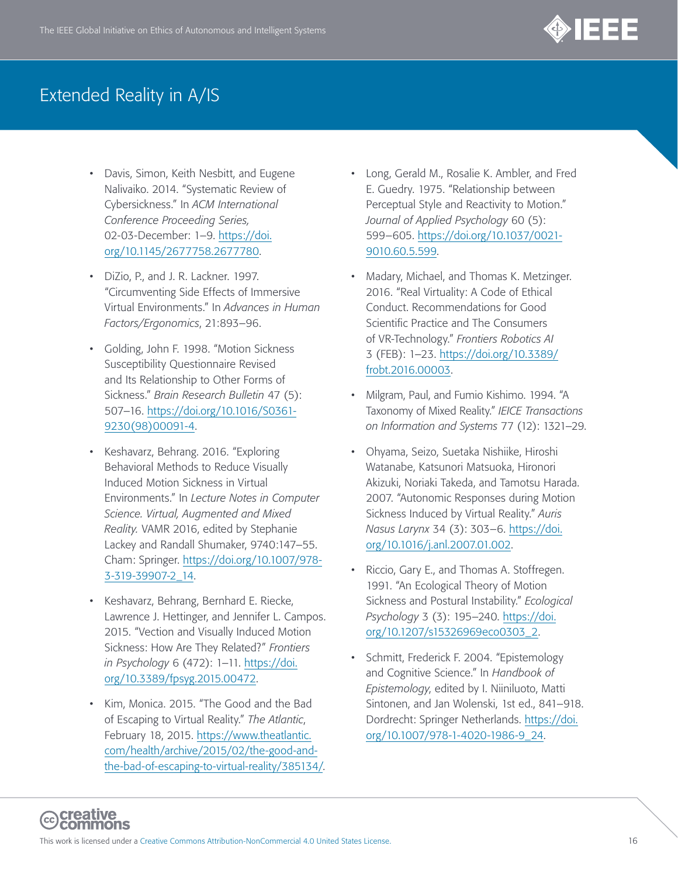- Davis, Simon, Keith Nesbitt, and Eugene Nalivaiko. 2014. "Systematic Review of Cybersickness." In *ACM International Conference Proceeding Series,* 02-03-December: 1–9. https://doi.org/10.1145/2677758.2677780.

- DiZio, P., and J. R. Lackner. 1997. "Circumventing Side Effects of Immersive Virtual Environments." In *Advances in Human Factors/Ergonomics*, 21:893–96.

- Golding, John F. 1998. "Motion Sickness Susceptibility Questionnaire Revised and Its Relationship to Other Forms of Sickness." *Brain Research Bulletin* 47 (5): 507–16. https://doi.org/10.1016/S0361-9230(98)00091-4.

- Keshavarz, Behrang. 2016. "Exploring Behavioral Methods to Reduce Visually Induced Motion Sickness in Virtual Environments." In *Lecture Notes in Computer Science. Virtual, Augmented and Mixed Reality.* VAMR 2016, edited by Stephanie Lackey and Randall Shumaker, 9740:147–55. Cham: Springer. https://doi.org/10.1007/978-3-319-39907-2_14.

- Keshavarz, Behrang, Bernhard E. Riecke, Lawrence J. Hettinger, and Jennifer L. Campos. 2015. "Vection and Visually Induced Motion Sickness: How Are They Related?" *Frontiers in Psychology* 6 (472): 1–11. https://doi.org/10.3389/fpsyg.2015.00472.

- Kim, Monica. 2015. "The Good and the Bad of Escaping to Virtual Reality." *The Atlantic*, February 18, 2015. https://www.theatlantic.com/health/archive/2015/02/the-good-and-the-bad-of-escaping-to-virtual-reality/385134/.

- Long, Gerald M., Rosalie K. Ambler, and Fred E. Guedry. 1975. "Relationship between Perceptual Style and Reactivity to Motion." *Journal of Applied Psychology* 60 (5): 599–605. https://doi.org/10.1037/0021-9010.60.5.599.

- Madary, Michael, and Thomas K. Metzinger. 2016. "Real Virtuality: A Code of Ethical Conduct. Recommendations for Good Scientific Practice and The Consumers of VR-Technology." *Frontiers Robotics AI* 3 (FEB): 1–23. https://doi.org/10.3389/frobt.2016.00003.

- Milgram, Paul, and Fumio Kishimo. 1994. "A Taxonomy of Mixed Reality." *IEICE Transactions on Information and Systems* 77 (12): 1321–29.

- Ohyama, Seizo, Suetaka Nishiike, Hiroshi Watanabe, Katsunori Matsuoka, Hironori Akizuki, Noriaki Takeda, and Tamotsu Harada. 2007. "Autonomic Responses during Motion Sickness Induced by Virtual Reality." *Auris Nasus Larynx* 34 (3): 303–6. https://doi.org/10.1016/j.anl.2007.01.002.

- Riccio, Gary E., and Thomas A. Stoffregen. 1991. "An Ecological Theory of Motion Sickness and Postural Instability." *Ecological Psychology* 3 (3): 195–240. https://doi.org/10.1207/s15326969eco0303_2.

- Schmitt, Frederick F. 2004. "Epistemology and Cognitive Science." In *Handbook of Epistemology*, edited by I. Niiniluoto, Matti Sintonen, and Jan Wolenski, 1st ed., 841–918. Dordrecht: Springer Netherlands. https://doi.org/10.1007/978-1-4020-1986-9_24.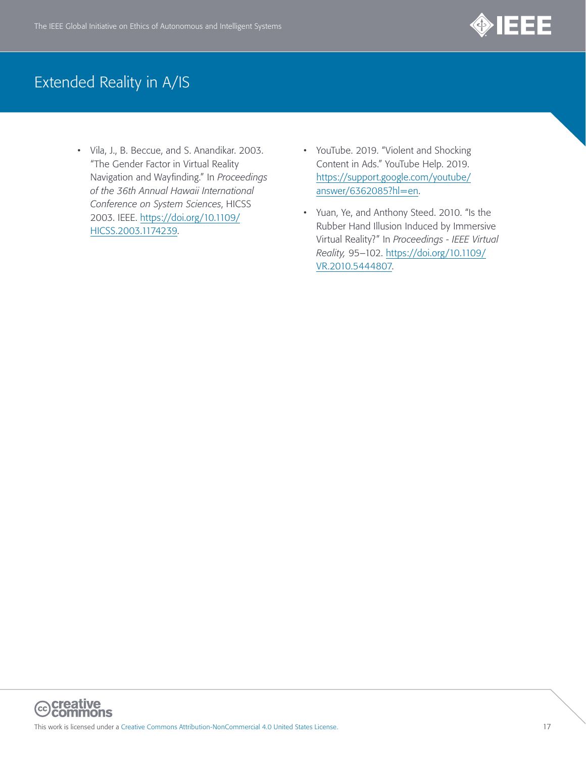- Vila, J., B. Beccue, and S. Anandikar. 2003. "The Gender Factor in Virtual Reality Navigation and Wayfinding." In *Proceedings of the 36th Annual Hawaii International Conference on System Sciences*, HICSS 2003. IEEE. https://doi.org/10.1109/HICSS.2003.1174239.

- YouTube. 2019. "Violent and Shocking Content in Ads." YouTube Help. 2019. https://support.google.com/youtube/answer/6362085?hl=en.

- Yuan, Ye, and Anthony Steed. 2010. "Is the Rubber Hand Illusion Induced by Immersive Virtual Reality?" In *Proceedings - IEEE Virtual Reality,* 95–102. https://doi.org/10.1109/VR.2010.5444807.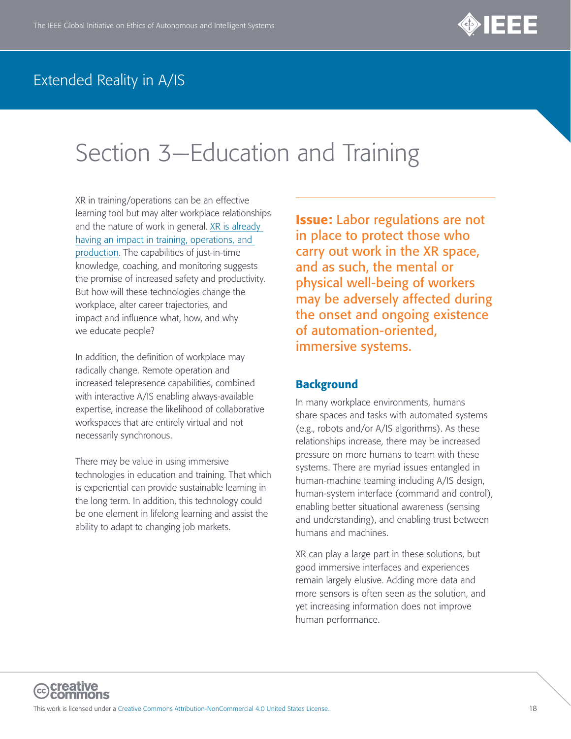# Section 3—Education and Training

XR in training/operations can be an effective learning tool but may alter workplace relationships and the nature of work in general. XR is already having an impact in training, operations, and production. The capabilities of just-in-time knowledge, coaching, and monitoring suggests the promise of increased safety and productivity. But how will these technologies change the workplace, alter career trajectories, and impact and influence what, how, and why we educate people?

In addition, the definition of workplace may radically change. Remote operation and increased telepresence capabilities, combined with interactive A/IS enabling always-available expertise, increase the likelihood of collaborative workspaces that are entirely virtual and not necessarily synchronous.

There may be value in using immersive technologies in education and training. That which is experiential can provide sustainable learning in the long term. In addition, this technology could be one element in lifelong learning and assist the ability to adapt to changing job markets.

## **Issue:** Labor regulations are not in place to protect those who carry out work in the XR space, and as such, the mental or physical well-being of workers may be adversely affected during the onset and ongoing existence of automation-oriented, immersive systems.

### Background

In many workplace environments, humans share spaces and tasks with automated systems (e.g., robots and/or A/IS algorithms). As these relationships increase, there may be increased pressure on more humans to team with these systems. There are myriad issues entangled in human-machine teaming including A/IS design, human-system interface (command and control), enabling better situational awareness (sensing and understanding), and enabling trust between humans and machines.

XR can play a large part in these solutions, but good immersive interfaces and experiences remain largely elusive. Adding more data and more sensors is often seen as the solution, and yet increasing information does not improve human performance.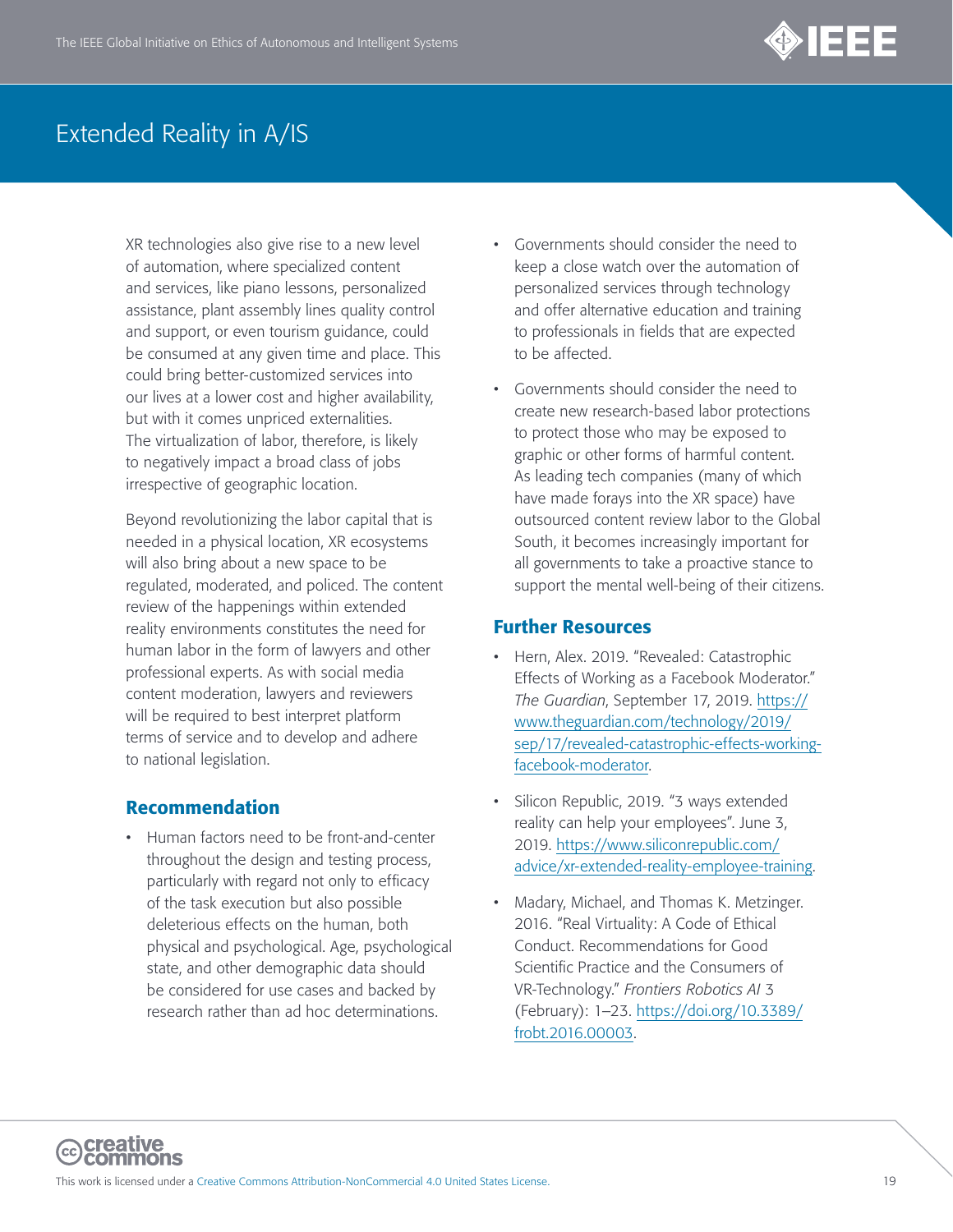XR technologies also give rise to a new level of automation, where specialized content and services, like piano lessons, personalized assistance, plant assembly lines quality control and support, or even tourism guidance, could be consumed at any given time and place. This could bring better-customized services into our lives at a lower cost and higher availability, but with it comes unpriced externalities. The virtualization of labor, therefore, is likely to negatively impact a broad class of jobs irrespective of geographic location.

Beyond revolutionizing the labor capital that is needed in a physical location, XR ecosystems will also bring about a new space to be regulated, moderated, and policed. The content review of the happenings within extended reality environments constitutes the need for human labor in the form of lawyers and other professional experts. As with social media content moderation, lawyers and reviewers will be required to best interpret platform terms of service and to develop and adhere to national legislation.

## Recommendation

- Human factors need to be front-and-center throughout the design and testing process, particularly with regard not only to efficacy of the task execution but also possible deleterious effects on the human, both physical and psychological. Age, psychological state, and other demographic data should be considered for use cases and backed by research rather than ad hoc determinations.
- Governments should consider the need to keep a close watch over the automation of personalized services through technology and offer alternative education and training to professionals in fields that are expected to be affected.
- Governments should consider the need to create new research-based labor protections to protect those who may be exposed to graphic or other forms of harmful content. As leading tech companies (many of which have made forays into the XR space) have outsourced content review labor to the Global South, it becomes increasingly important for all governments to take a proactive stance to support the mental well-being of their citizens.

## Further Resources

- Hern, Alex. 2019. "Revealed: Catastrophic Effects of Working as a Facebook Moderator." *The Guardian*, September 17, 2019. https://www.theguardian.com/technology/2019/sep/17/revealed-catastrophic-effects-working-facebook-moderator.
- Silicon Republic, 2019. "3 ways extended reality can help your employees". June 3, 2019. https://www.siliconrepublic.com/advice/xr-extended-reality-employee-training.
- Madary, Michael, and Thomas K. Metzinger. 2016. "Real Virtuality: A Code of Ethical Conduct. Recommendations for Good Scientific Practice and the Consumers of VR-Technology." *Frontiers Robotics AI* 3 (February): 1–23. https://doi.org/10.3389/frobt.2016.00003.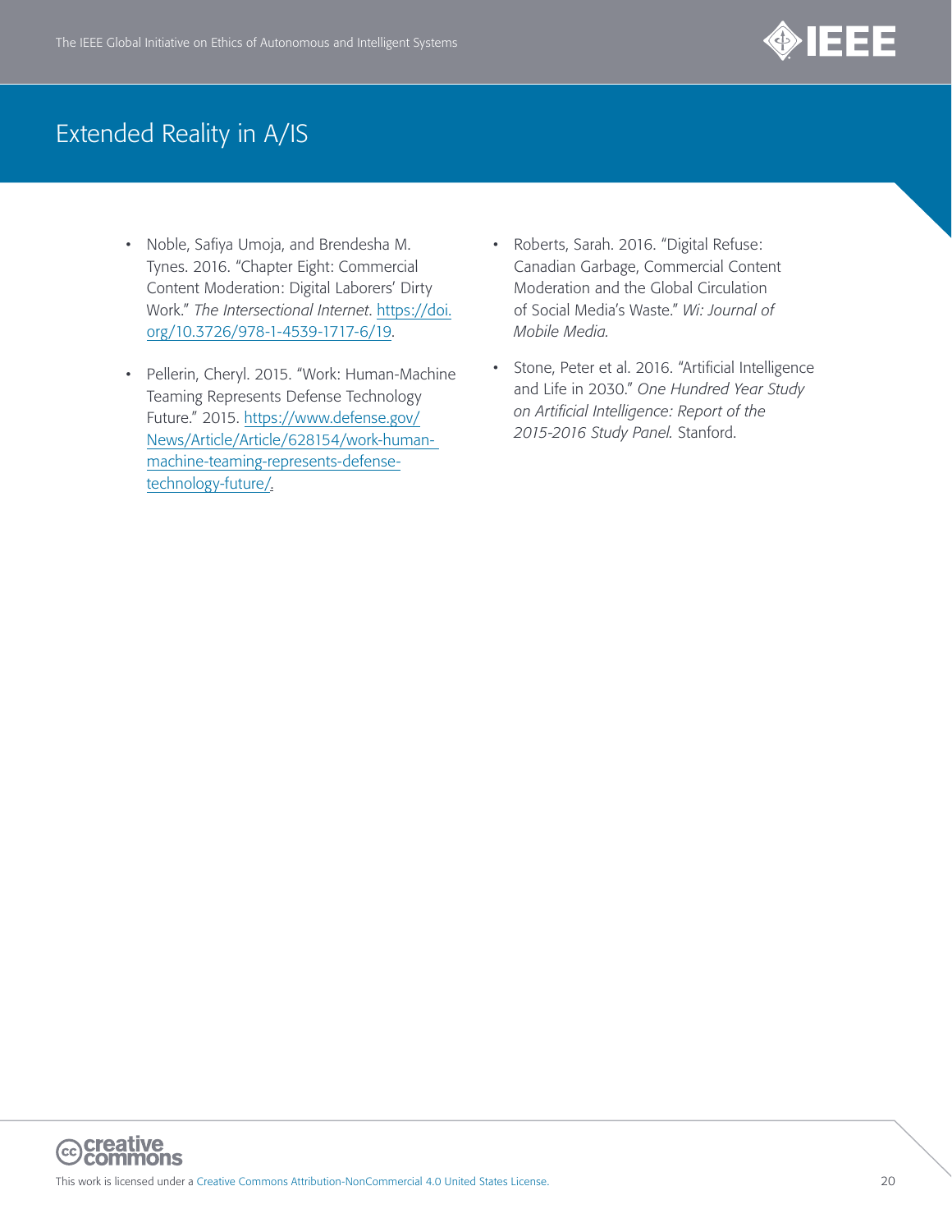- Noble, Safiya Umoja, and Brendesha M. Tynes. 2016. "Chapter Eight: Commercial Content Moderation: Digital Laborers' Dirty Work." *The Intersectional Internet*. https://doi.org/10.3726/978-1-4539-1717-6/19.

- Pellerin, Cheryl. 2015. "Work: Human-Machine Teaming Represents Defense Technology Future." 2015. https://www.defense.gov/News/Article/Article/628154/work-human-machine-teaming-represents-defense-technology-future/.

- Roberts, Sarah. 2016. "Digital Refuse: Canadian Garbage, Commercial Content Moderation and the Global Circulation of Social Media's Waste." *Wi: Journal of Mobile Media.*

- Stone, Peter et al. 2016. "Artificial Intelligence and Life in 2030." *One Hundred Year Study on Artificial Intelligence: Report of the 2015-2016 Study Panel.* Stanford.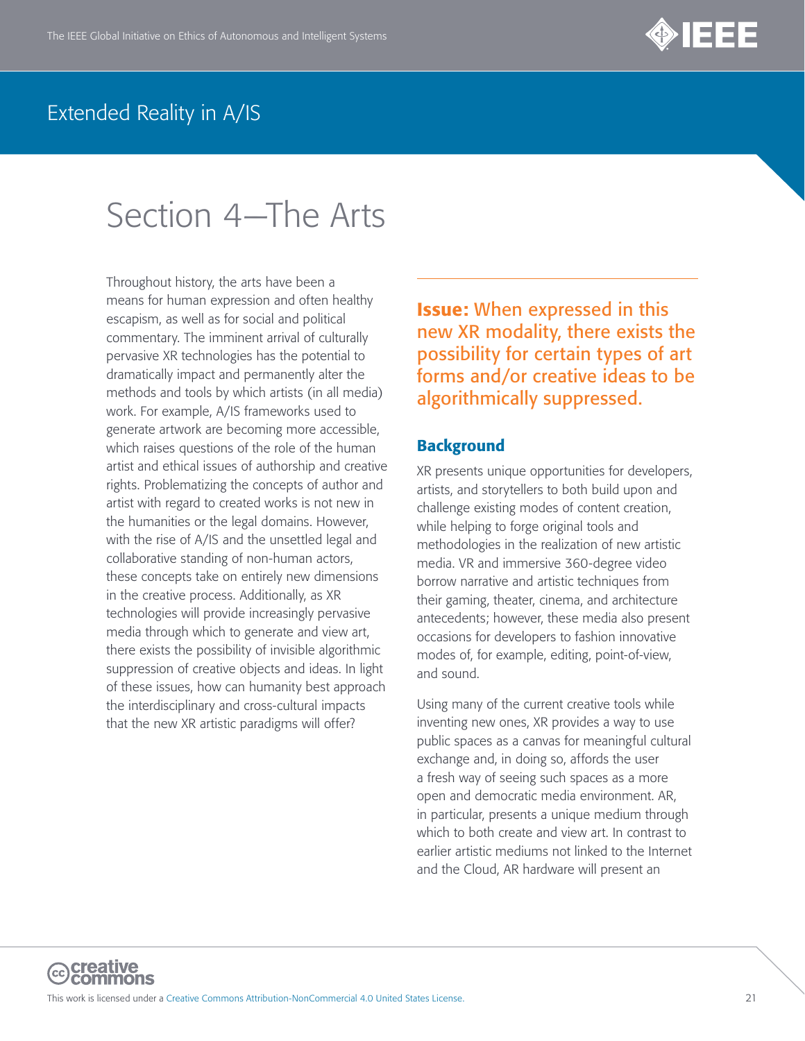# Section 4—The Arts

Throughout history, the arts have been a means for human expression and often healthy escapism, as well as for social and political commentary. The imminent arrival of culturally pervasive XR technologies has the potential to dramatically impact and permanently alter the methods and tools by which artists (in all media) work. For example, A/IS frameworks used to generate artwork are becoming more accessible, which raises questions of the role of the human artist and ethical issues of authorship and creative rights. Problematizing the concepts of author and artist with regard to created works is not new in the humanities or the legal domains. However, with the rise of A/IS and the unsettled legal and collaborative standing of non-human actors, these concepts take on entirely new dimensions in the creative process. Additionally, as XR technologies will provide increasingly pervasive media through which to generate and view art, there exists the possibility of invisible algorithmic suppression of creative objects and ideas. In light of these issues, how can humanity best approach the interdisciplinary and cross-cultural impacts that the new XR artistic paradigms will offer?

## **Issue:** When expressed in this new XR modality, there exists the possibility for certain types of art forms and/or creative ideas to be algorithmically suppressed.

### Background

XR presents unique opportunities for developers, artists, and storytellers to both build upon and challenge existing modes of content creation, while helping to forge original tools and methodologies in the realization of new artistic media. VR and immersive 360-degree video borrow narrative and artistic techniques from their gaming, theater, cinema, and architecture antecedents; however, these media also present occasions for developers to fashion innovative modes of, for example, editing, point-of-view, and sound.

Using many of the current creative tools while inventing new ones, XR provides a way to use public spaces as a canvas for meaningful cultural exchange and, in doing so, affords the user a fresh way of seeing such spaces as a more open and democratic media environment. AR, in particular, presents a unique medium through which to both create and view art. In contrast to earlier artistic mediums not linked to the Internet and the Cloud, AR hardware will present an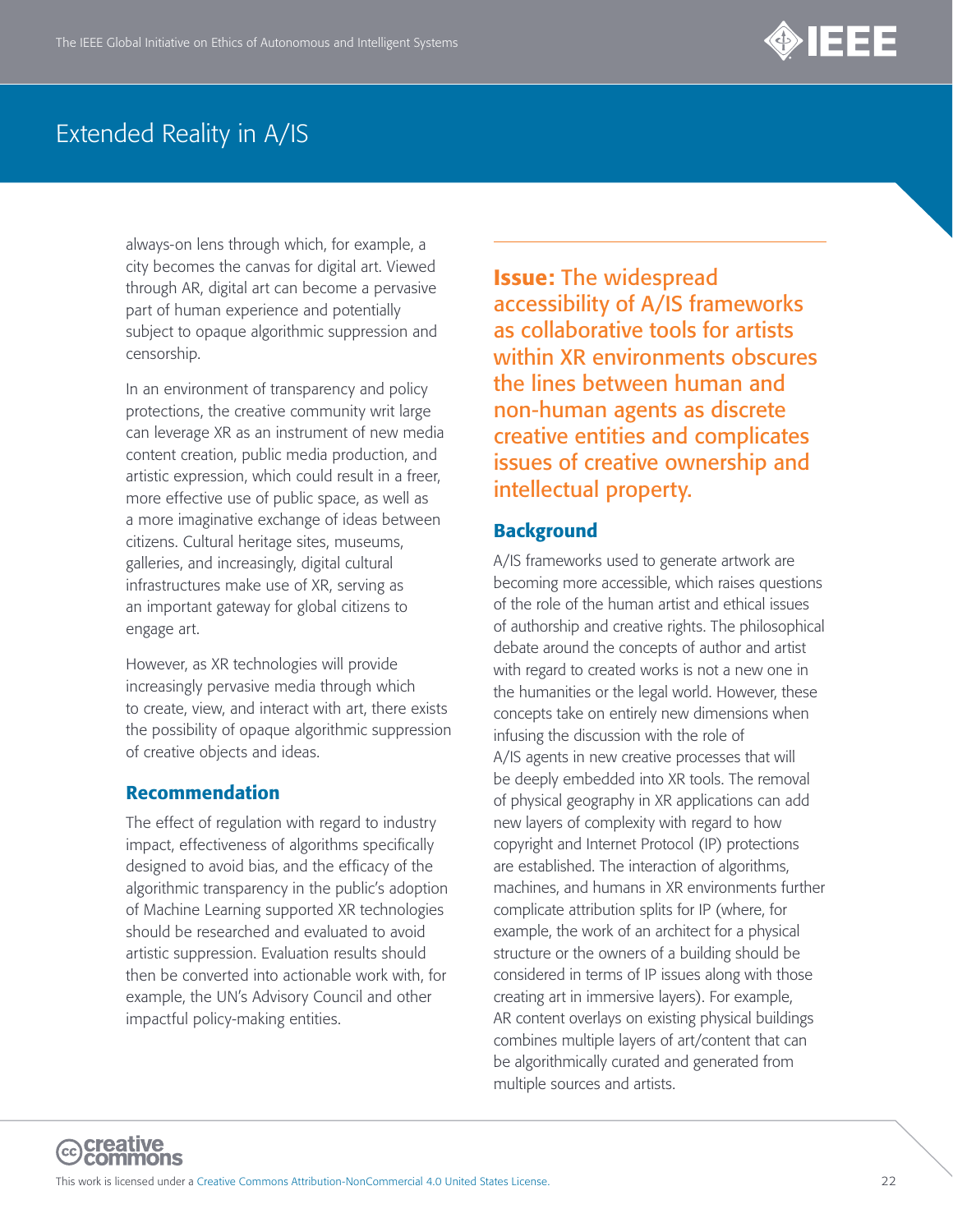always-on lens through which, for example, a city becomes the canvas for digital art. Viewed through AR, digital art can become a pervasive part of human experience and potentially subject to opaque algorithmic suppression and censorship.

In an environment of transparency and policy protections, the creative community writ large can leverage XR as an instrument of new media content creation, public media production, and artistic expression, which could result in a freer, more effective use of public space, as well as a more imaginative exchange of ideas between citizens. Cultural heritage sites, museums, galleries, and increasingly, digital cultural infrastructures make use of XR, serving as an important gateway for global citizens to engage art.

However, as XR technologies will provide increasingly pervasive media through which to create, view, and interact with art, there exists the possibility of opaque algorithmic suppression of creative objects and ideas.

## Recommendation

The effect of regulation with regard to industry impact, effectiveness of algorithms specifically designed to avoid bias, and the efficacy of the algorithmic transparency in the public's adoption of Machine Learning supported XR technologies should be researched and evaluated to avoid artistic suppression. Evaluation results should then be converted into actionable work with, for example, the UN's Advisory Council and other impactful policy-making entities.

## Issue: The widespread accessibility of A/IS frameworks as collaborative tools for artists within XR environments obscures the lines between human and non-human agents as discrete creative entities and complicates issues of creative ownership and intellectual property.

## Background

A/IS frameworks used to generate artwork are becoming more accessible, which raises questions of the role of the human artist and ethical issues of authorship and creative rights. The philosophical debate around the concepts of author and artist with regard to created works is not a new one in the humanities or the legal world. However, these concepts take on entirely new dimensions when infusing the discussion with the role of A/IS agents in new creative processes that will be deeply embedded into XR tools. The removal of physical geography in XR applications can add new layers of complexity with regard to how copyright and Internet Protocol (IP) protections are established. The interaction of algorithms, machines, and humans in XR environments further complicate attribution splits for IP (where, for example, the work of an architect for a physical structure or the owners of a building should be considered in terms of IP issues along with those creating art in immersive layers). For example, AR content overlays on existing physical buildings combines multiple layers of art/content that can be algorithmically curated and generated from multiple sources and artists.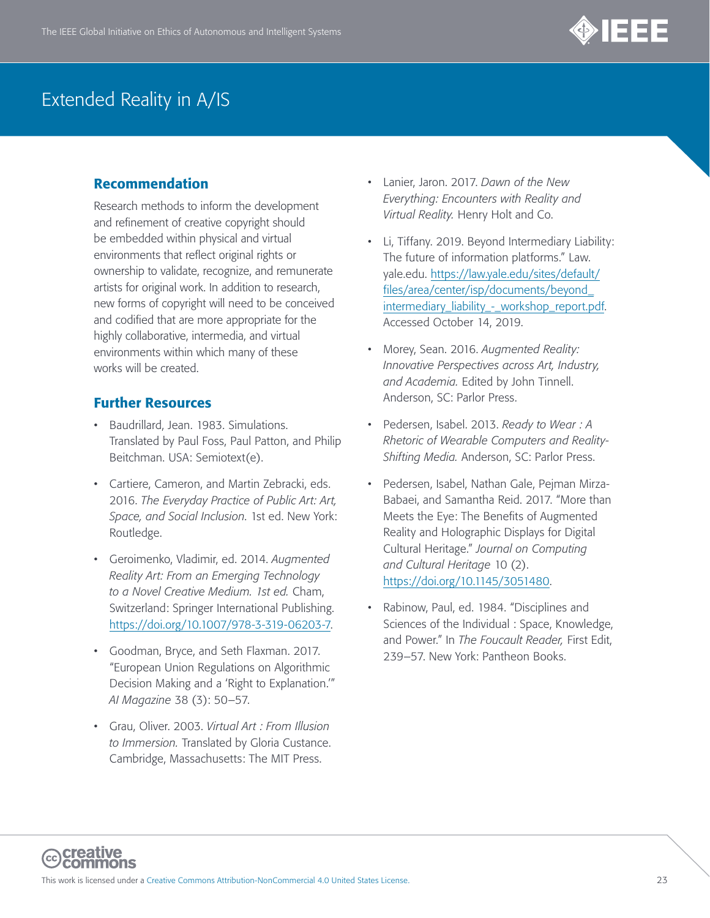## Recommendation

Research methods to inform the development and refinement of creative copyright should be embedded within physical and virtual environments that reflect original rights or ownership to validate, recognize, and remunerate artists for original work. In addition to research, new forms of copyright will need to be conceived and codified that are more appropriate for the highly collaborative, intermedia, and virtual environments within which many of these works will be created.

## Further Resources

- Baudrillard, Jean. 1983. Simulations. Translated by Paul Foss, Paul Patton, and Philip Beitchman. USA: Semiotext(e).
- Cartiere, Cameron, and Martin Zebracki, eds. 2016. *The Everyday Practice of Public Art: Art, Space, and Social Inclusion*. 1st ed. New York: Routledge.
- Geroimenko, Vladimir, ed. 2014. *Augmented Reality Art: From an Emerging Technology to a Novel Creative Medium. 1st ed.* Cham, Switzerland: Springer International Publishing. https://doi.org/10.1007/978-3-319-06203-7.
- Goodman, Bryce, and Seth Flaxman. 2017. "European Union Regulations on Algorithmic Decision Making and a 'Right to Explanation.'" *AI Magazine* 38 (3): 50–57.
- Grau, Oliver. 2003. *Virtual Art : From Illusion to Immersion.* Translated by Gloria Custance. Cambridge, Massachusetts: The MIT Press.
- Lanier, Jaron. 2017. *Dawn of the New Everything: Encounters with Reality and Virtual Reality.* Henry Holt and Co.
- Li, Tiffany. 2019. Beyond Intermediary Liability: The future of information platforms." Law.yale.edu. https://law.yale.edu/sites/default/files/area/center/isp/documents/beyond_intermediary_liability_-_workshop_report.pdf. Accessed October 14, 2019.
- Morey, Sean. 2016. *Augmented Reality: Innovative Perspectives across Art, Industry, and Academia.* Edited by John Tinnell. Anderson, SC: Parlor Press.
- Pedersen, Isabel. 2013. *Ready to Wear : A Rhetoric of Wearable Computers and Reality-Shifting Media.* Anderson, SC: Parlor Press.
- Pedersen, Isabel, Nathan Gale, Pejman Mirza-Babaei, and Samantha Reid. 2017. "More than Meets the Eye: The Benefits of Augmented Reality and Holographic Displays for Digital Cultural Heritage." *Journal on Computing and Cultural Heritage* 10 (2). https://doi.org/10.1145/3051480.
- Rabinow, Paul, ed. 1984. "Disciplines and Sciences of the Individual : Space, Knowledge, and Power." In *The Foucault Reader,* First Edit, 239–57. New York: Pantheon Books.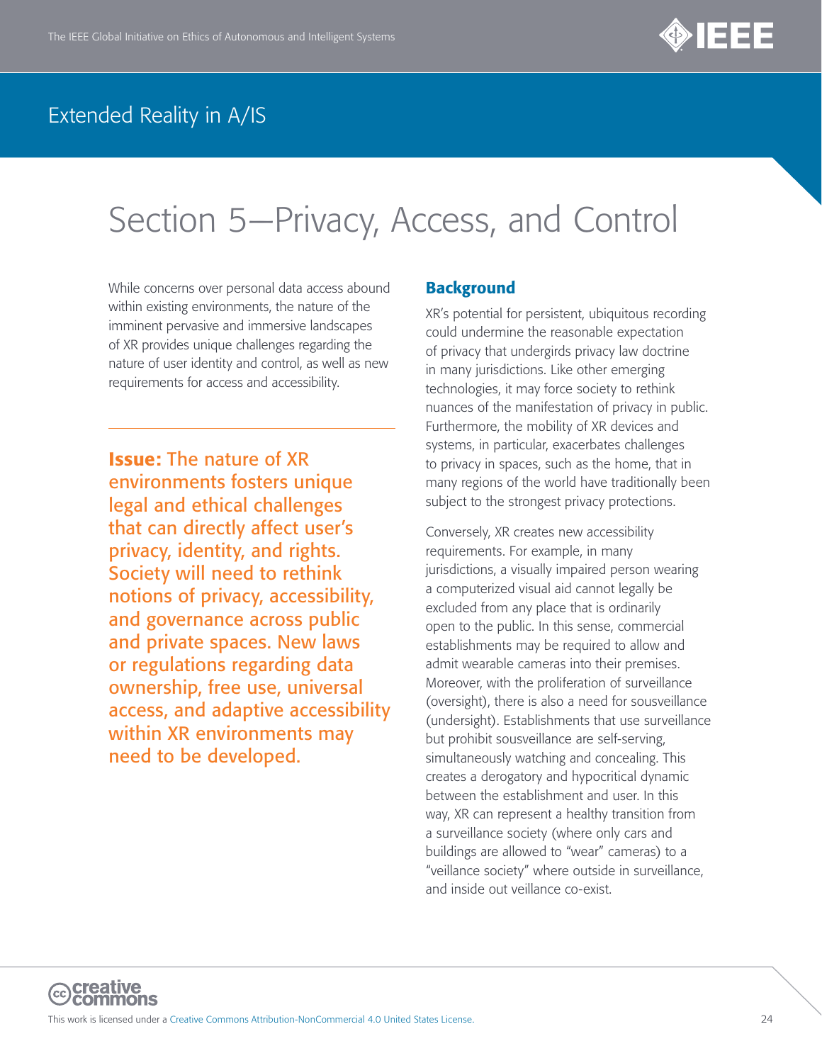# Section 5—Privacy, Access, and Control

While concerns over personal data access abound within existing environments, the nature of the imminent pervasive and immersive landscapes of XR provides unique challenges regarding the nature of user identity and control, as well as new requirements for access and accessibility.

**Issue:** The nature of XR environments fosters unique legal and ethical challenges that can directly affect user's privacy, identity, and rights. Society will need to rethink notions of privacy, accessibility, and governance across public and private spaces. New laws or regulations regarding data ownership, free use, universal access, and adaptive accessibility within XR environments may need to be developed.

## Background

XR's potential for persistent, ubiquitous recording could undermine the reasonable expectation of privacy that undergirds privacy law doctrine in many jurisdictions. Like other emerging technologies, it may force society to rethink nuances of the manifestation of privacy in public. Furthermore, the mobility of XR devices and systems, in particular, exacerbates challenges to privacy in spaces, such as the home, that in many regions of the world have traditionally been subject to the strongest privacy protections.

Conversely, XR creates new accessibility requirements. For example, in many jurisdictions, a visually impaired person wearing a computerized visual aid cannot legally be excluded from any place that is ordinarily open to the public. In this sense, commercial establishments may be required to allow and admit wearable cameras into their premises. Moreover, with the proliferation of surveillance (oversight), there is also a need for sousveillance (undersight). Establishments that use surveillance but prohibit sousveillance are self-serving, simultaneously watching and concealing. This creates a derogatory and hypocritical dynamic between the establishment and user. In this way, XR can represent a healthy transition from a surveillance society (where only cars and buildings are allowed to "wear" cameras) to a "veillance society" where outside in surveillance, and inside out veillance co-exist.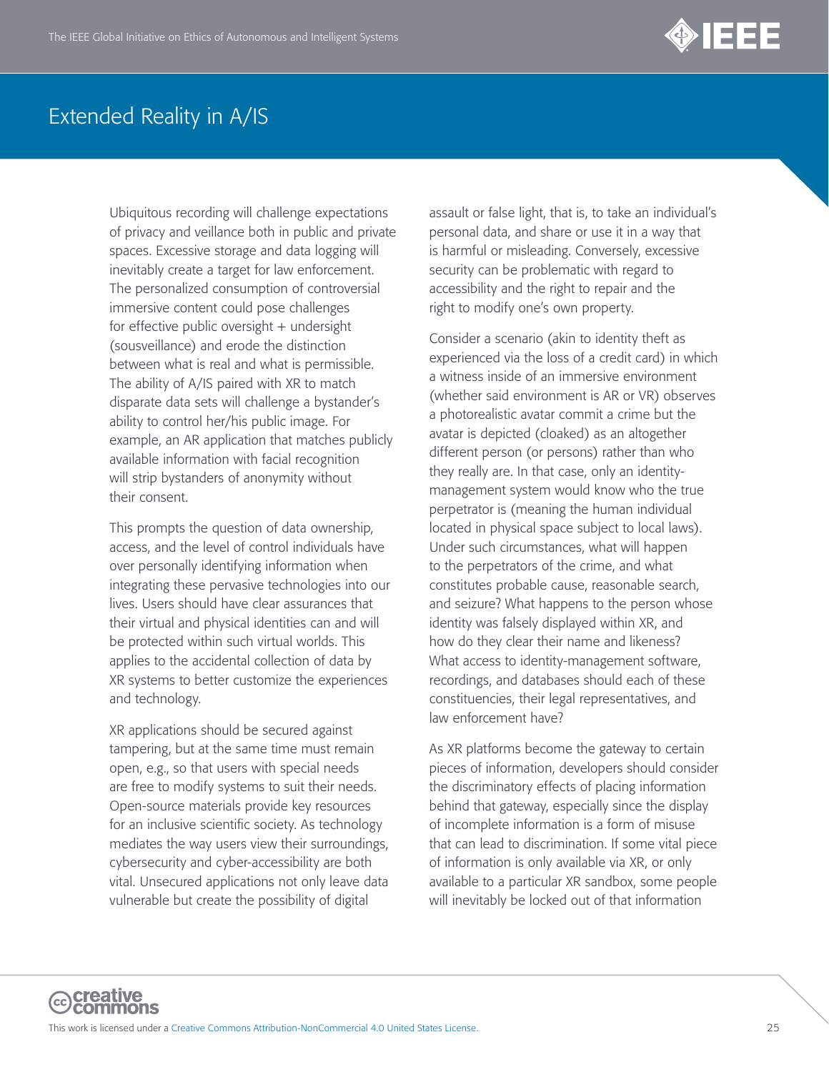Ubiquitous recording will challenge expectations of privacy and veillance both in public and private spaces. Excessive storage and data logging will inevitably create a target for law enforcement. The personalized consumption of controversial immersive content could pose challenges for effective public oversight + undersight (sousveillance) and erode the distinction between what is real and what is permissible. The ability of A/IS paired with XR to match disparate data sets will challenge a bystander's ability to control her/his public image. For example, an AR application that matches publicly available information with facial recognition will strip bystanders of anonymity without their consent.

This prompts the question of data ownership, access, and the level of control individuals have over personally identifying information when integrating these pervasive technologies into our lives. Users should have clear assurances that their virtual and physical identities can and will be protected within such virtual worlds. This applies to the accidental collection of data by XR systems to better customize the experiences and technology.

XR applications should be secured against tampering, but at the same time must remain open, e.g., so that users with special needs are free to modify systems to suit their needs. Open-source materials provide key resources for an inclusive scientific society. As technology mediates the way users view their surroundings, cybersecurity and cyber-accessibility are both vital. Unsecured applications not only leave data vulnerable but create the possibility of digital assault or false light, that is, to take an individual's personal data, and share or use it in a way that is harmful or misleading. Conversely, excessive security can be problematic with regard to accessibility and the right to repair and the right to modify one's own property.

Consider a scenario (akin to identity theft as experienced via the loss of a credit card) in which a witness inside of an immersive environment (whether said environment is AR or VR) observes a photorealistic avatar commit a crime but the avatar is depicted (cloaked) as an altogether different person (or persons) rather than who they really are. In that case, only an identity-management system would know who the true perpetrator is (meaning the human individual located in physical space subject to local laws). Under such circumstances, what will happen to the perpetrators of the crime, and what constitutes probable cause, reasonable search, and seizure? What happens to the person whose identity was falsely displayed within XR, and how do they clear their name and likeness? What access to identity-management software, recordings, and databases should each of these constituencies, their legal representatives, and law enforcement have?

As XR platforms become the gateway to certain pieces of information, developers should consider the discriminatory effects of placing information behind that gateway, especially since the display of incomplete information is a form of misuse that can lead to discrimination. If some vital piece of information is only available via XR, or only available to a particular XR sandbox, some people will inevitably be locked out of that information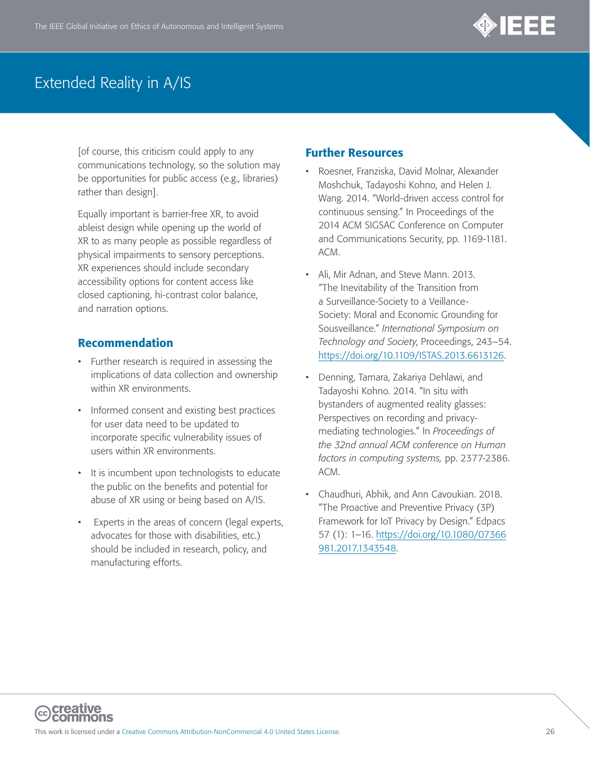[of course, this criticism could apply to any communications technology, so the solution may be opportunities for public access (e.g., libraries) rather than design].

Equally important is barrier-free XR, to avoid ableist design while opening up the world of XR to as many people as possible regardless of physical impairments to sensory perceptions. XR experiences should include secondary accessibility options for content access like closed captioning, hi-contrast color balance, and narration options.

## Recommendation

- Further research is required in assessing the implications of data collection and ownership within XR environments.
- Informed consent and existing best practices for user data need to be updated to incorporate specific vulnerability issues of users within XR environments.
- It is incumbent upon technologists to educate the public on the benefits and potential for abuse of XR using or being based on A/IS.
- Experts in the areas of concern (legal experts, advocates for those with disabilities, etc.) should be included in research, policy, and manufacturing efforts.

## Further Resources

- Roesner, Franziska, David Molnar, Alexander Moshchuk, Tadayoshi Kohno, and Helen J. Wang. 2014. "World-driven access control for continuous sensing." In Proceedings of the 2014 ACM SIGSAC Conference on Computer and Communications Security, pp. 1169-1181. ACM.
- Ali, Mir Adnan, and Steve Mann. 2013. "The Inevitability of the Transition from a Surveillance-Society to a Veillance-Society: Moral and Economic Grounding for Sousveillance." *International Symposium on Technology and Society*, Proceedings, 243–54. https://doi.org/10.1109/ISTAS.2013.6613126.
- Denning, Tamara, Zakariya Dehlawi, and Tadayoshi Kohno. 2014. "In situ with bystanders of augmented reality glasses: Perspectives on recording and privacy-mediating technologies." In *Proceedings of the 32nd annual ACM conference on Human factors in computing systems,* pp. 2377-2386. ACM.
- Chaudhuri, Abhik, and Ann Cavoukian. 2018. "The Proactive and Preventive Privacy (3P) Framework for IoT Privacy by Design." Edpacs 57 (1): 1–16. https://doi.org/10.1080/07366981.2017.1343548.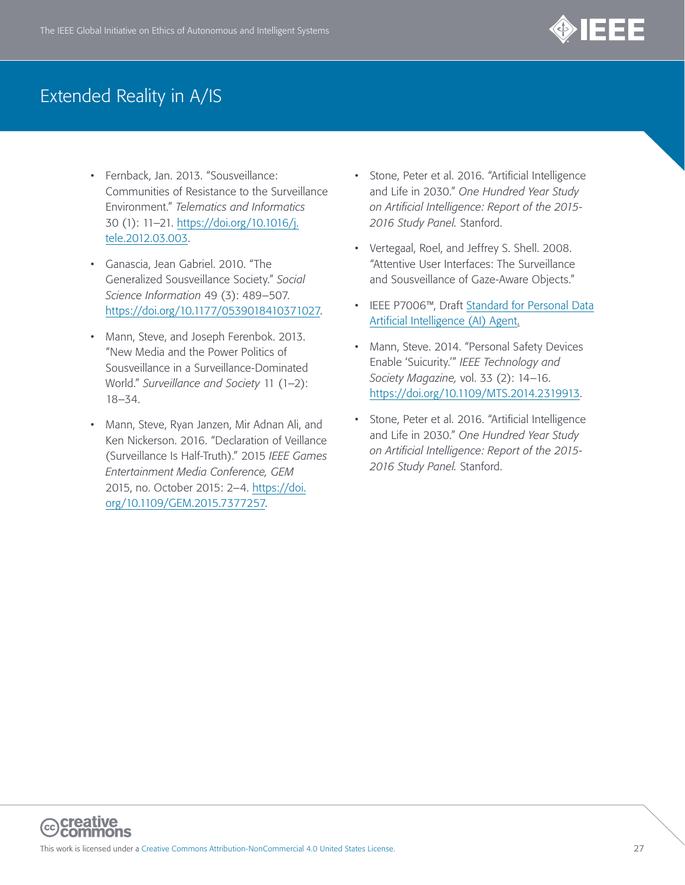- Fernback, Jan. 2013. "Sousveillance: Communities of Resistance to the Surveillance Environment." *Telematics and Informatics* 30 (1): 11–21. https://doi.org/10.1016/j.tele.2012.03.003.

- Ganascia, Jean Gabriel. 2010. "The Generalized Sousveillance Society." *Social Science Information* 49 (3): 489–507. https://doi.org/10.1177/0539018410371027.

- Mann, Steve, and Joseph Ferenbok. 2013. "New Media and the Power Politics of Sousveillance in a Surveillance-Dominated World." *Surveillance and Society* 11 (1–2): 18–34.

- Mann, Steve, Ryan Janzen, Mir Adnan Ali, and Ken Nickerson. 2016. "Declaration of Veillance (Surveillance Is Half-Truth)." 2015 *IEEE Games Entertainment Media Conference, GEM* 2015, no. October 2015: 2–4. https://doi.org/10.1109/GEM.2015.7377257.

- Stone, Peter et al. 2016. "Artificial Intelligence and Life in 2030." *One Hundred Year Study on Artificial Intelligence: Report of the 2015-2016 Study Panel.* Stanford.

- Vertegaal, Roel, and Jeffrey S. Shell. 2008. "Attentive User Interfaces: The Surveillance and Sousveillance of Gaze-Aware Objects."

- IEEE P7006™, Draft Standard for Personal Data Artificial Intelligence (AI) Agent.

- Mann, Steve. 2014. "Personal Safety Devices Enable 'Suicurity.'" *IEEE Technology and Society Magazine,* vol. 33 (2): 14–16. https://doi.org/10.1109/MTS.2014.2319913.

- Stone, Peter et al. 2016. "Artificial Intelligence and Life in 2030." *One Hundred Year Study on Artificial Intelligence: Report of the 2015-2016 Study Panel.* Stanford.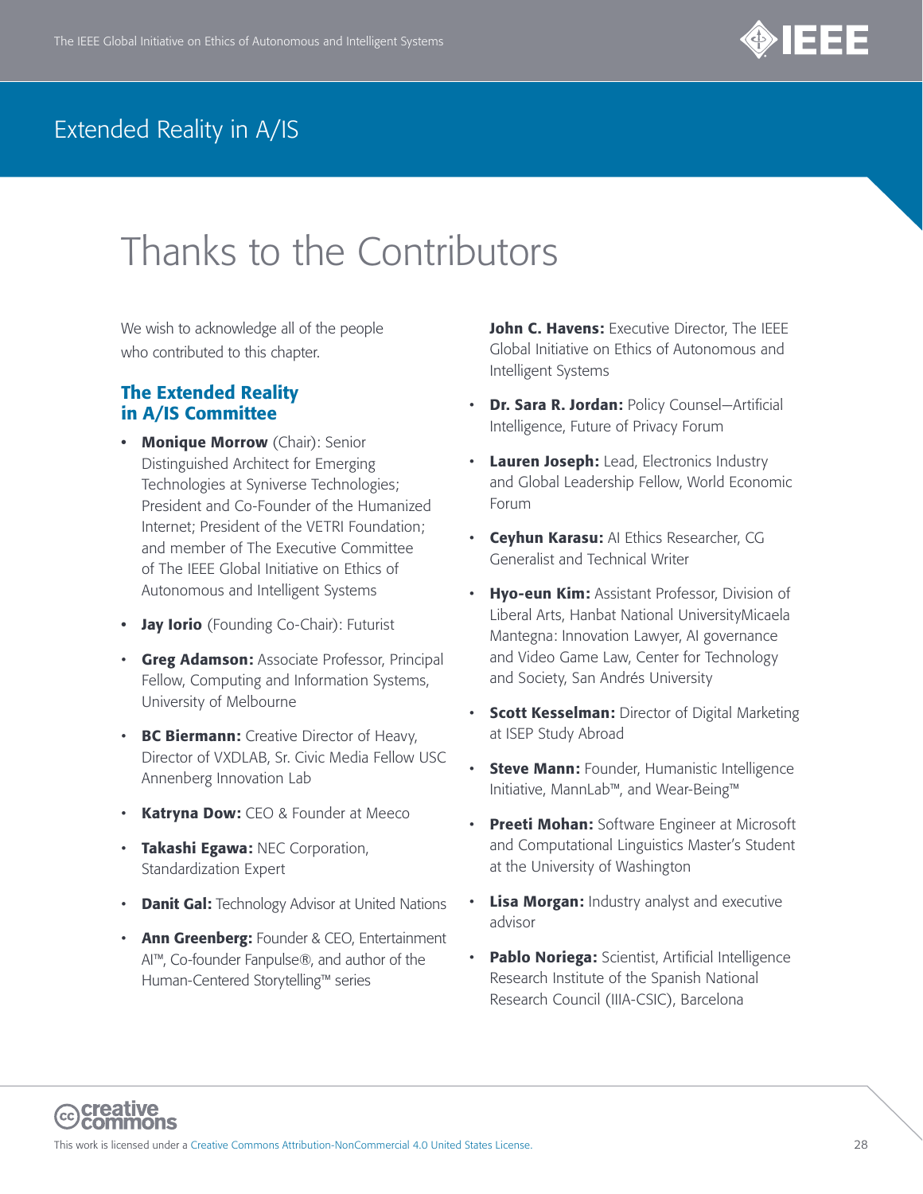# Thanks to the Contributors

We wish to acknowledge all of the people who contributed to this chapter.

## The Extended Reality in A/IS Committee

- **Monique Morrow** (Chair): Senior Distinguished Architect for Emerging Technologies at Syniverse Technologies; President and Co-Founder of the Humanized Internet; President of the VETRI Foundation; and member of The Executive Committee of The IEEE Global Initiative on Ethics of Autonomous and Intelligent Systems
- **Jay Iorio** (Founding Co-Chair): Futurist
- **Greg Adamson:** Associate Professor, Principal Fellow, Computing and Information Systems, University of Melbourne
- **BC Biermann:** Creative Director of Heavy, Director of VXDLAB, Sr. Civic Media Fellow USC Annenberg Innovation Lab
- **Katryna Dow:** CEO & Founder at Meeco
- **Takashi Egawa:** NEC Corporation, Standardization Expert
- **Danit Gal:** Technology Advisor at United Nations
- **Ann Greenberg:** Founder & CEO, Entertainment AI™, Co-founder Fanpulse®, and author of the Human-Centered Storytelling™ series
- **John C. Havens:** Executive Director, The IEEE Global Initiative on Ethics of Autonomous and Intelligent Systems
- **Dr. Sara R. Jordan:** Policy Counsel—Artificial Intelligence, Future of Privacy Forum
- **Lauren Joseph:** Lead, Electronics Industry and Global Leadership Fellow, World Economic Forum
- **Ceyhun Karasu:** AI Ethics Researcher, CG Generalist and Technical Writer
- **Hyo-eun Kim:** Assistant Professor, Division of Liberal Arts, Hanbat National UniversityMicaela Mantegna: Innovation Lawyer, AI governance and Video Game Law, Center for Technology and Society, San Andrés University
- **Scott Kesselman:** Director of Digital Marketing at ISEP Study Abroad
- **Steve Mann:** Founder, Humanistic Intelligence Initiative, MannLab™, and Wear-Being™
- **Preeti Mohan:** Software Engineer at Microsoft and Computational Linguistics Master's Student at the University of Washington
- **Lisa Morgan:** Industry analyst and executive advisor
- **Pablo Noriega:** Scientist, Artificial Intelligence Research Institute of the Spanish National Research Council (IIIA-CSIC), Barcelona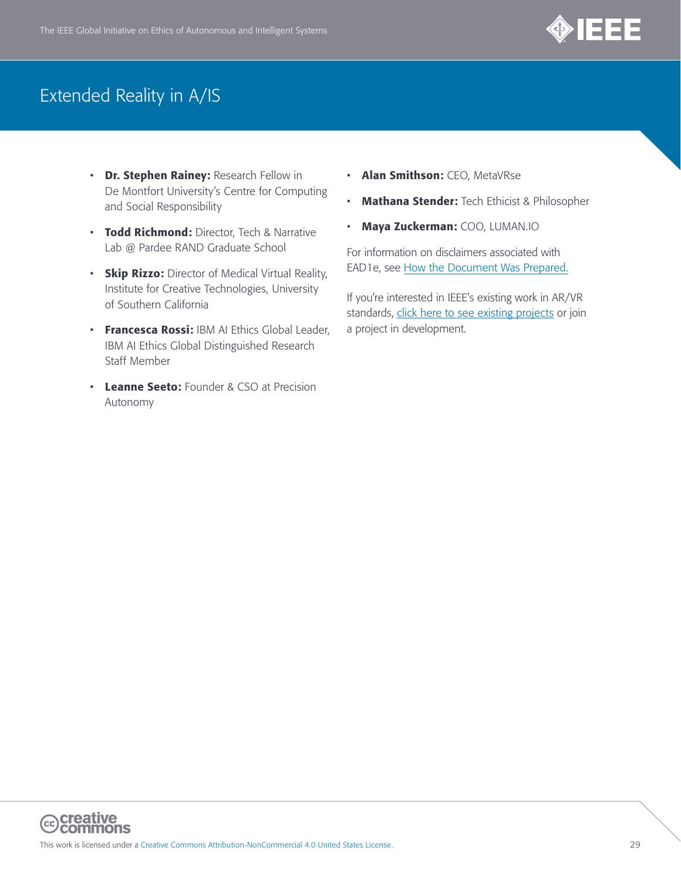- **Dr. Stephen Rainey:** Research Fellow in De Montfort University's Centre for Computing and Social Responsibility
- **Todd Richmond:** Director, Tech & Narrative Lab @ Pardee RAND Graduate School
- **Skip Rizzo:** Director of Medical Virtual Reality, Institute for Creative Technologies, University of Southern California
- **Francesca Rossi:** IBM AI Ethics Global Leader, IBM AI Ethics Global Distinguished Research Staff Member
- **Leanne Seeto:** Founder & CSO at Precision Autonomy
- **Alan Smithson:** CEO, MetaVRse
- **Mathana Stender:** Tech Ethicist & Philosopher
- **Maya Zuckerman:** COO, LUMAN.IO

For information on disclaimers associated with EAD1e, see How the Document Was Prepared.

If you're interested in IEEE's existing work in AR/VR standards, click here to see existing projects or join a project in development.

This work is licensed under a Creative Commons Attribution-NonCommercial 4.0 United States License.